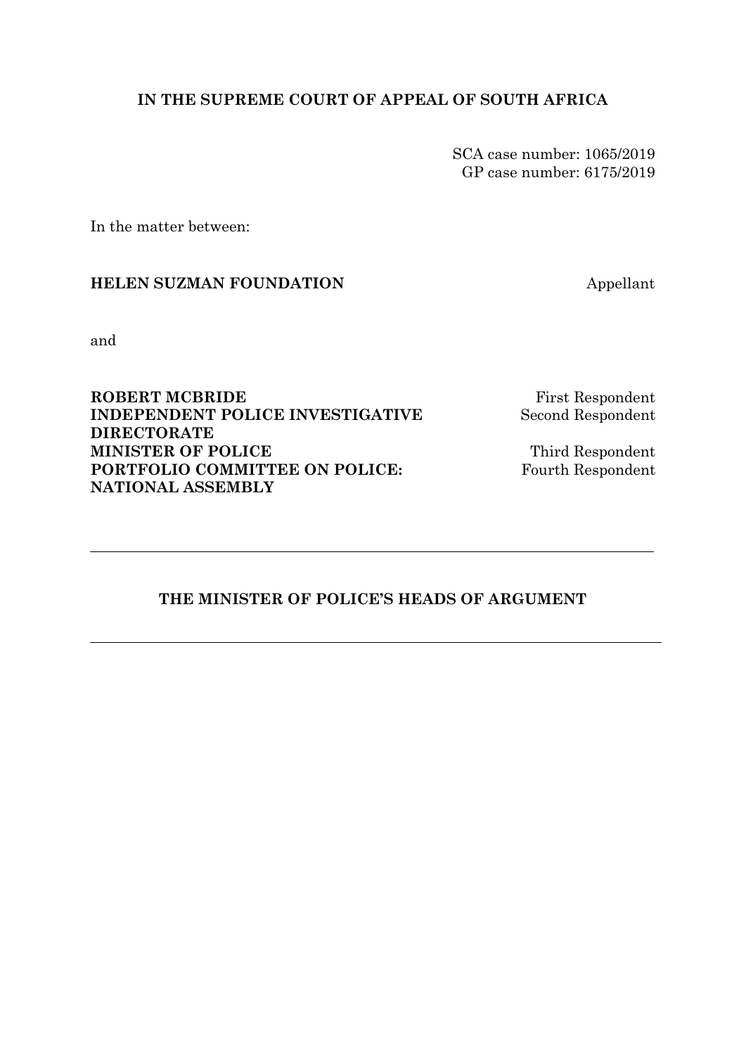**IN THE SUPREME COURT OF APPEAL OF SOUTH AFRICA**

SCA case number: 1065/2019
GP case number: 6175/2019

In the matter between:

| | |
|---|---|
| **HELEN SUZMAN FOUNDATION** | Appellant |

and

| | |
|---|---|
| **ROBERT MCBRIDE** | First Respondent |
| **INDEPENDENT POLICE INVESTIGATIVE DIRECTORATE** | Second Respondent |
| **MINISTER OF POLICE** | Third Respondent |
| **PORTFOLIO COMMITTEE ON POLICE: NATIONAL ASSEMBLY** | Fourth Respondent |

---

**THE MINISTER OF POLICE'S HEADS OF ARGUMENT**

---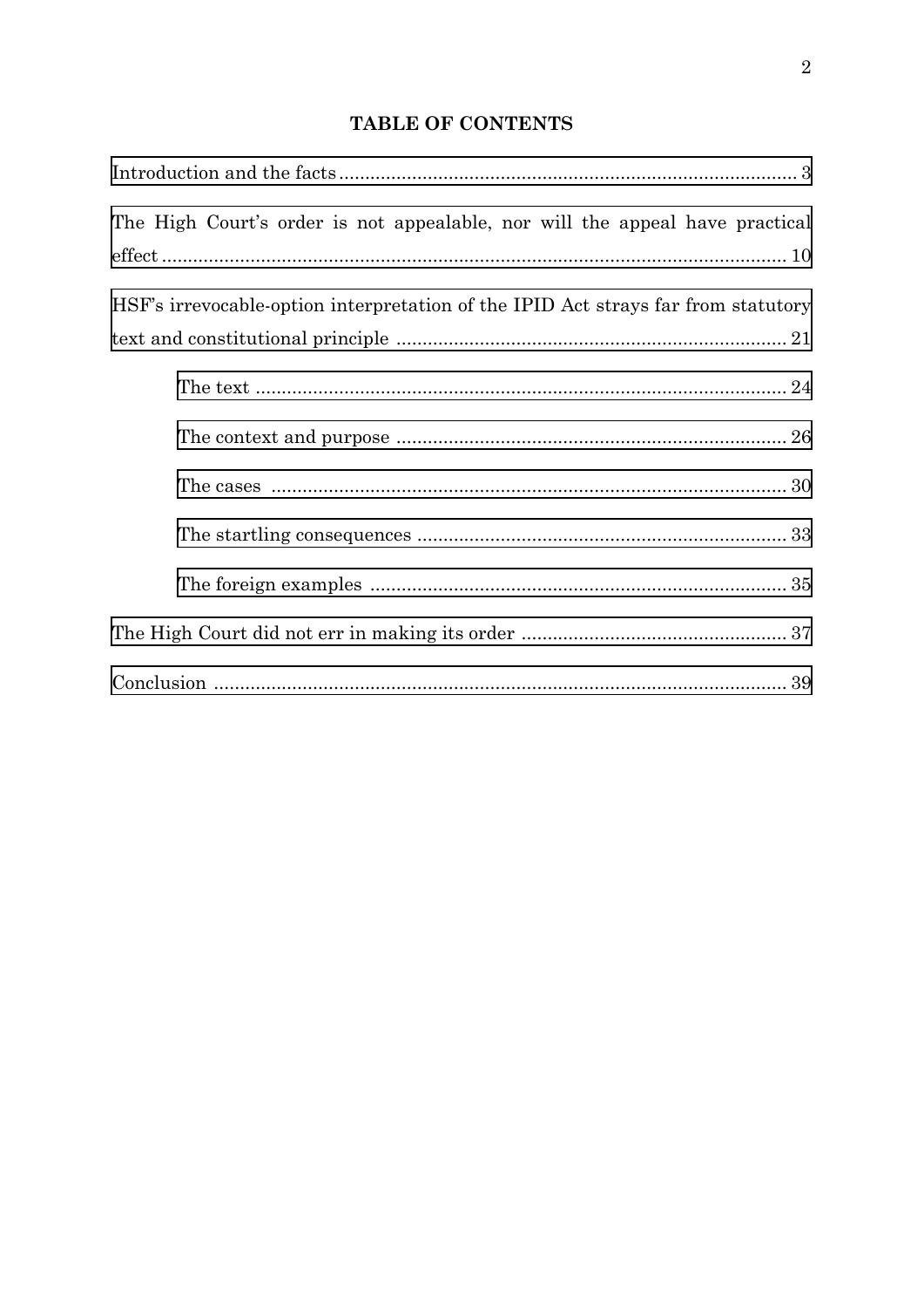## TABLE OF CONTENTS

Introduction and the facts ........................................................................................ 3

The High Court's order is not appealable, nor will the appeal have practical effect ........................................................................................................................ 10

HSF's irrevocable-option interpretation of the IPID Act strays far from statutory text and constitutional principle ........................................................................... 21

- The text ........................................................................................................ 24
- The context and purpose ........................................................................... 26
- The cases ..................................................................................................... 30
- The startling consequences ....................................................................... 33
- The foreign examples ................................................................................. 35

The High Court did not err in making its order ................................................... 37

Conclusion ............................................................................................................... 39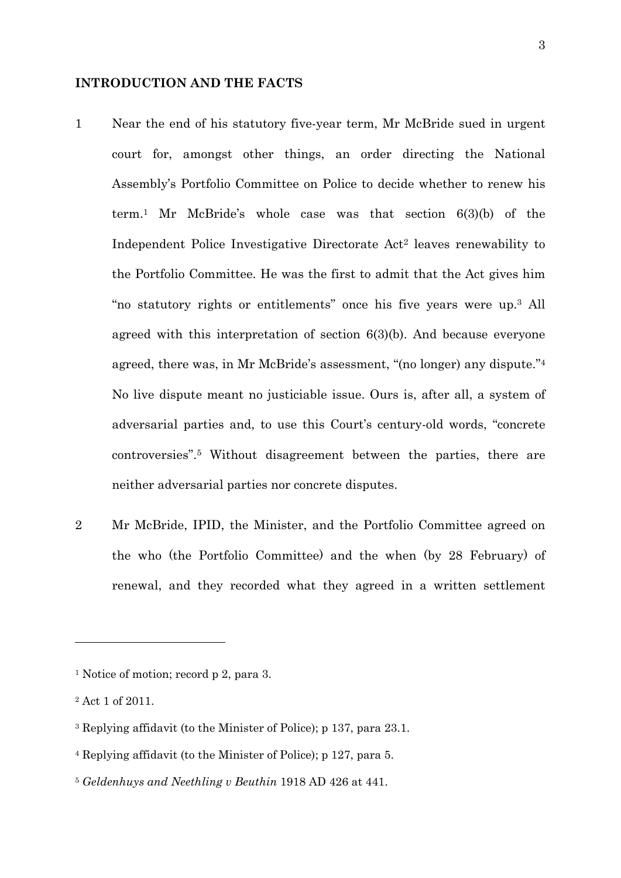## INTRODUCTION AND THE FACTS

1 Near the end of his statutory five-year term, Mr McBride sued in urgent court for, amongst other things, an order directing the National Assembly's Portfolio Committee on Police to decide whether to renew his term.[1] Mr McBride's whole case was that section 6(3)(b) of the Independent Police Investigative Directorate Act[2] leaves renewability to the Portfolio Committee. He was the first to admit that the Act gives him "no statutory rights or entitlements" once his five years were up.[3] All agreed with this interpretation of section 6(3)(b). And because everyone agreed, there was, in Mr McBride's assessment, "(no longer) any dispute."[4] No live dispute meant no justiciable issue. Ours is, after all, a system of adversarial parties and, to use this Court's century-old words, "concrete controversies".[5] Without disagreement between the parties, there are neither adversarial parties nor concrete disputes.

2 Mr McBride, IPID, the Minister, and the Portfolio Committee agreed on the who (the Portfolio Committee) and the when (by 28 February) of renewal, and they recorded what they agreed in a written settlement

---

[1] Notice of motion; record p 2, para 3.

[2] Act 1 of 2011.

[3] Replying affidavit (to the Minister of Police); p 137, para 23.1.

[4] Replying affidavit (to the Minister of Police); p 127, para 5.

[5] *Geldenhuys and Neethling v Beuthin* 1918 AD 426 at 441.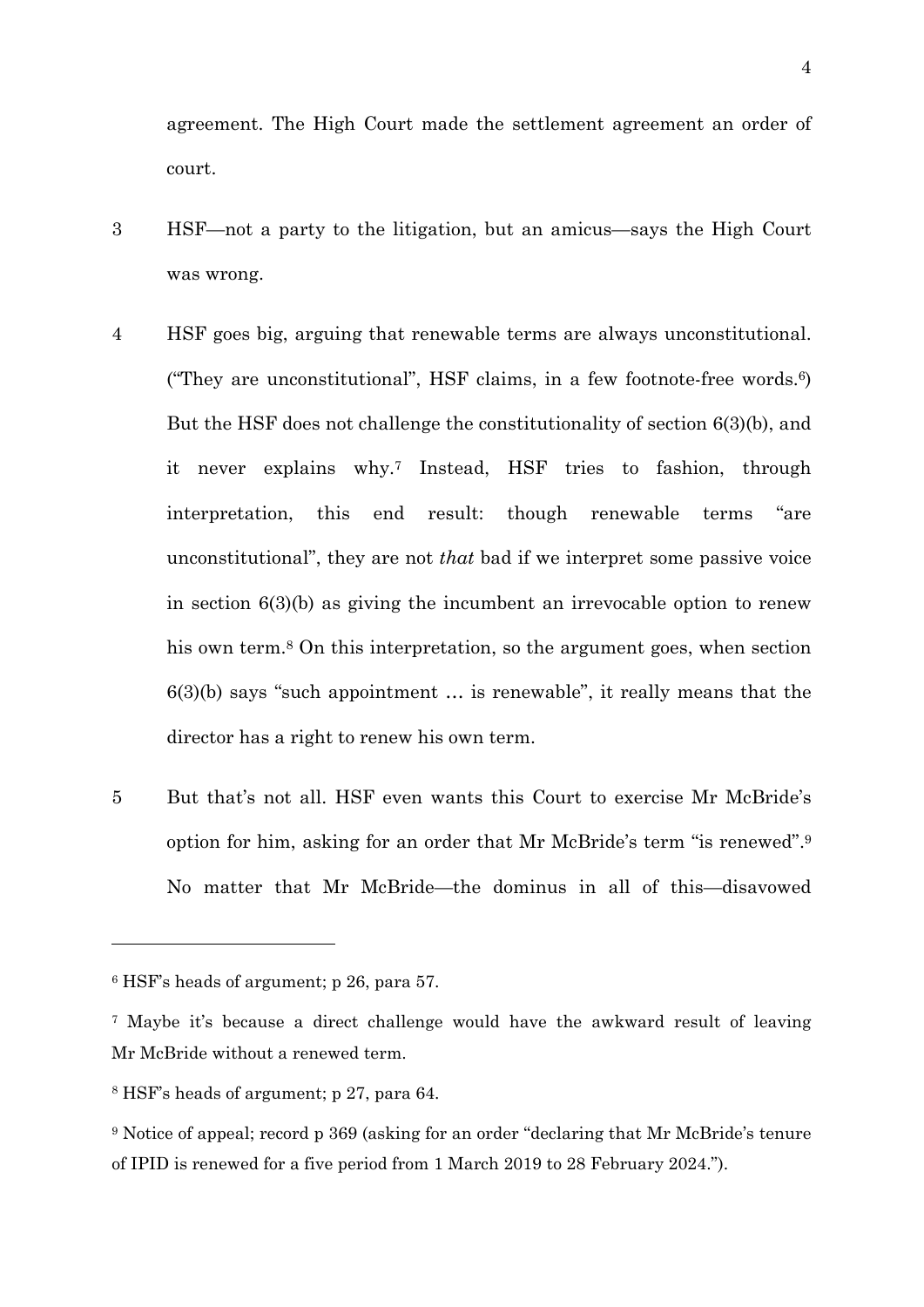agreement. The High Court made the settlement agreement an order of court.

3 HSF—not a party to the litigation, but an amicus—says the High Court was wrong.

4 HSF goes big, arguing that renewable terms are always unconstitutional. ("They are unconstitutional", HSF claims, in a few footnote-free words.[6]) But the HSF does not challenge the constitutionality of section 6(3)(b), and it never explains why.[7] Instead, HSF tries to fashion, through interpretation, this end result: though renewable terms "are unconstitutional", they are not *that* bad if we interpret some passive voice in section 6(3)(b) as giving the incumbent an irrevocable option to renew his own term.[8] On this interpretation, so the argument goes, when section 6(3)(b) says "such appointment … is renewable", it really means that the director has a right to renew his own term.

5 But that's not all. HSF even wants this Court to exercise Mr McBride's option for him, asking for an order that Mr McBride's term "is renewed".[9] No matter that Mr McBride—the dominus in all of this—disavowed

---

[6] HSF's heads of argument; p 26, para 57.

[7] Maybe it's because a direct challenge would have the awkward result of leaving Mr McBride without a renewed term.

[8] HSF's heads of argument; p 27, para 64.

[9] Notice of appeal; record p 369 (asking for an order "declaring that Mr McBride's tenure of IPID is renewed for a five period from 1 March 2019 to 28 February 2024.").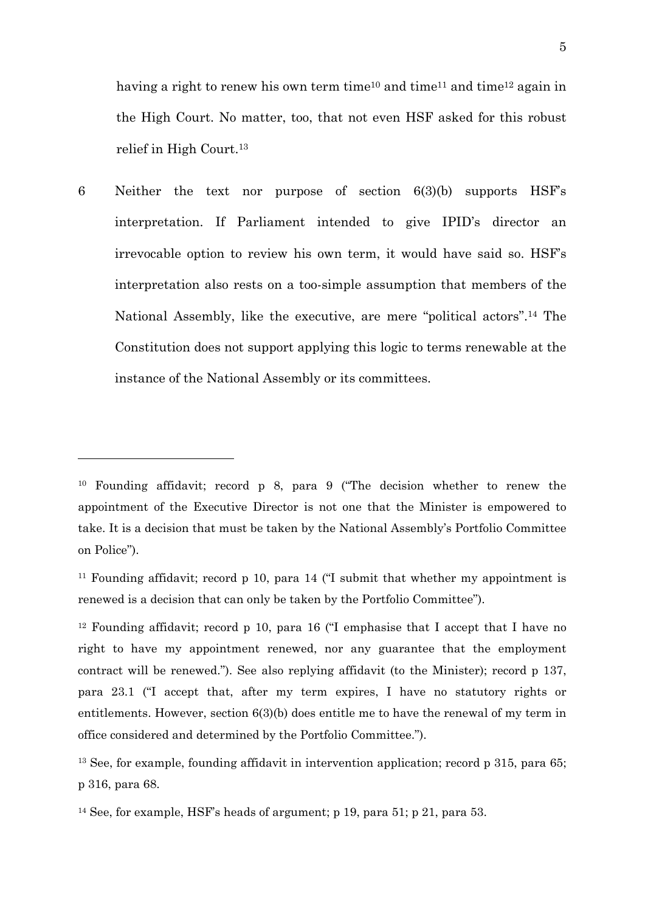having a right to renew his own term time[10] and time[11] and time[12] again in the High Court. No matter, too, that not even HSF asked for this robust relief in High Court.[13]

6 Neither the text nor purpose of section 6(3)(b) supports HSF's interpretation. If Parliament intended to give IPID's director an irrevocable option to review his own term, it would have said so. HSF's interpretation also rests on a too-simple assumption that members of the National Assembly, like the executive, are mere "political actors".[14] The Constitution does not support applying this logic to terms renewable at the instance of the National Assembly or its committees.

---

[10] Founding affidavit; record p 8, para 9 ("The decision whether to renew the appointment of the Executive Director is not one that the Minister is empowered to take. It is a decision that must be taken by the National Assembly's Portfolio Committee on Police").

[11] Founding affidavit; record p 10, para 14 ("I submit that whether my appointment is renewed is a decision that can only be taken by the Portfolio Committee").

[12] Founding affidavit; record p 10, para 16 ("I emphasise that I accept that I have no right to have my appointment renewed, nor any guarantee that the employment contract will be renewed."). See also replying affidavit (to the Minister); record p 137, para 23.1 ("I accept that, after my term expires, I have no statutory rights or entitlements. However, section 6(3)(b) does entitle me to have the renewal of my term in office considered and determined by the Portfolio Committee.").

[13] See, for example, founding affidavit in intervention application; record p 315, para 65; p 316, para 68.

[14] See, for example, HSF's heads of argument; p 19, para 51; p 21, para 53.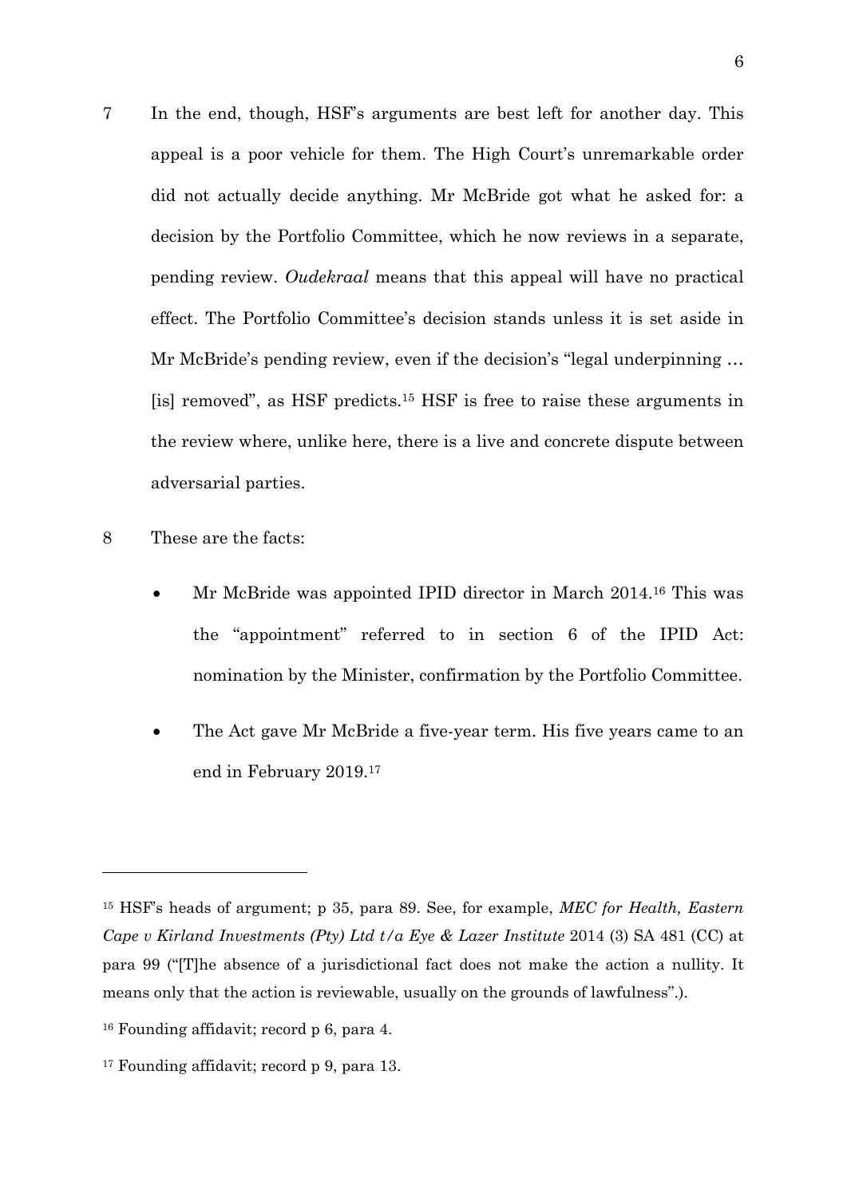7 In the end, though, HSF's arguments are best left for another day. This appeal is a poor vehicle for them. The High Court's unremarkable order did not actually decide anything. Mr McBride got what he asked for: a decision by the Portfolio Committee, which he now reviews in a separate, pending review. *Oudekraal* means that this appeal will have no practical effect. The Portfolio Committee's decision stands unless it is set aside in Mr McBride's pending review, even if the decision's "legal underpinning … [is] removed", as HSF predicts.[15] HSF is free to raise these arguments in the review where, unlike here, there is a live and concrete dispute between adversarial parties.

8 These are the facts:

- Mr McBride was appointed IPID director in March 2014.[16] This was the "appointment" referred to in section 6 of the IPID Act: nomination by the Minister, confirmation by the Portfolio Committee.
- The Act gave Mr McBride a five-year term. His five years came to an end in February 2019.[17]

---

[15] HSF's heads of argument; p 35, para 89. See, for example, *MEC for Health, Eastern Cape v Kirland Investments (Pty) Ltd t/a Eye & Lazer Institute* 2014 (3) SA 481 (CC) at para 99 ("[T]he absence of a jurisdictional fact does not make the action a nullity. It means only that the action is reviewable, usually on the grounds of lawfulness".).

[16] Founding affidavit; record p 6, para 4.

[17] Founding affidavit; record p 9, para 13.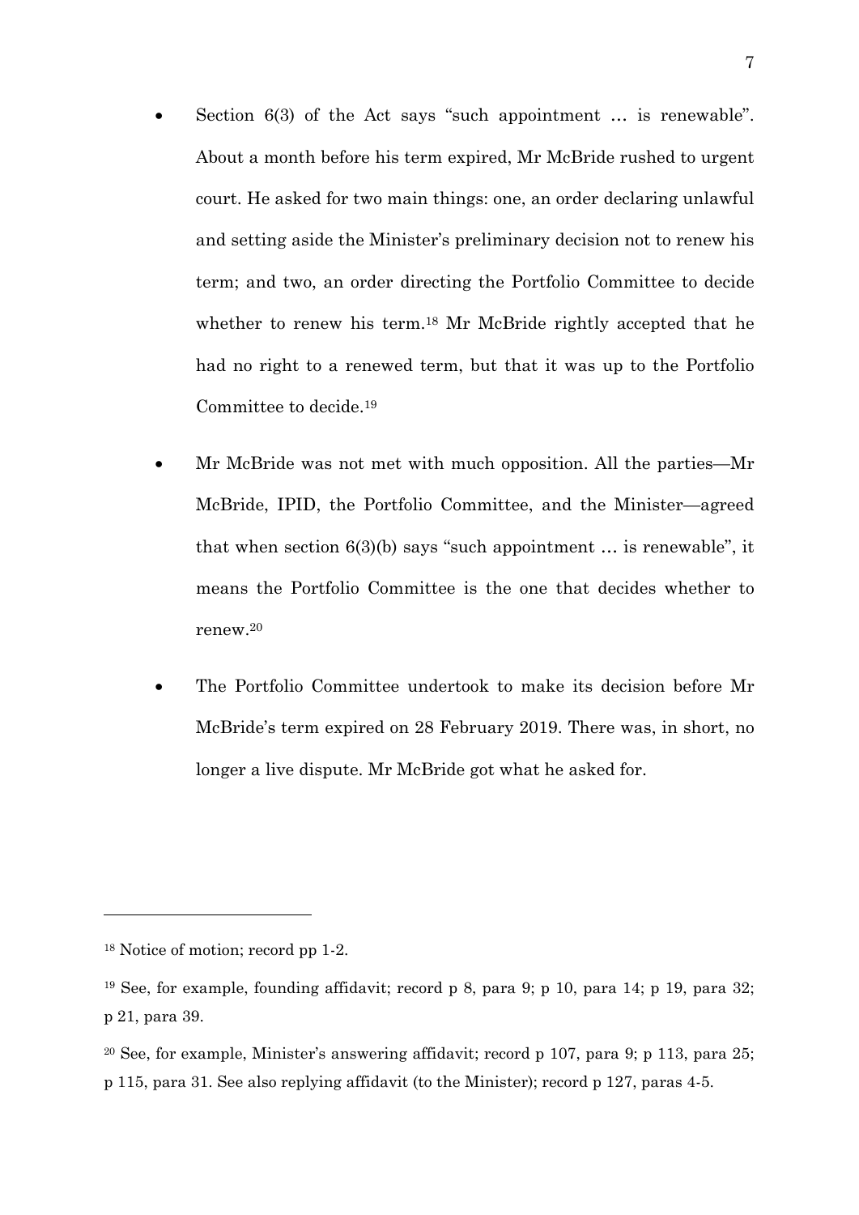- Section 6(3) of the Act says "such appointment … is renewable". About a month before his term expired, Mr McBride rushed to urgent court. He asked for two main things: one, an order declaring unlawful and setting aside the Minister's preliminary decision not to renew his term; and two, an order directing the Portfolio Committee to decide whether to renew his term.[18] Mr McBride rightly accepted that he had no right to a renewed term, but that it was up to the Portfolio Committee to decide.[19]

- Mr McBride was not met with much opposition. All the parties—Mr McBride, IPID, the Portfolio Committee, and the Minister—agreed that when section 6(3)(b) says "such appointment … is renewable", it means the Portfolio Committee is the one that decides whether to renew.[20]

- The Portfolio Committee undertook to make its decision before Mr McBride's term expired on 28 February 2019. There was, in short, no longer a live dispute. Mr McBride got what he asked for.

---

[18] Notice of motion; record pp 1-2.

[19] See, for example, founding affidavit; record p 8, para 9; p 10, para 14; p 19, para 32; p 21, para 39.

[20] See, for example, Minister's answering affidavit; record p 107, para 9; p 113, para 25; p 115, para 31. See also replying affidavit (to the Minister); record p 127, paras 4-5.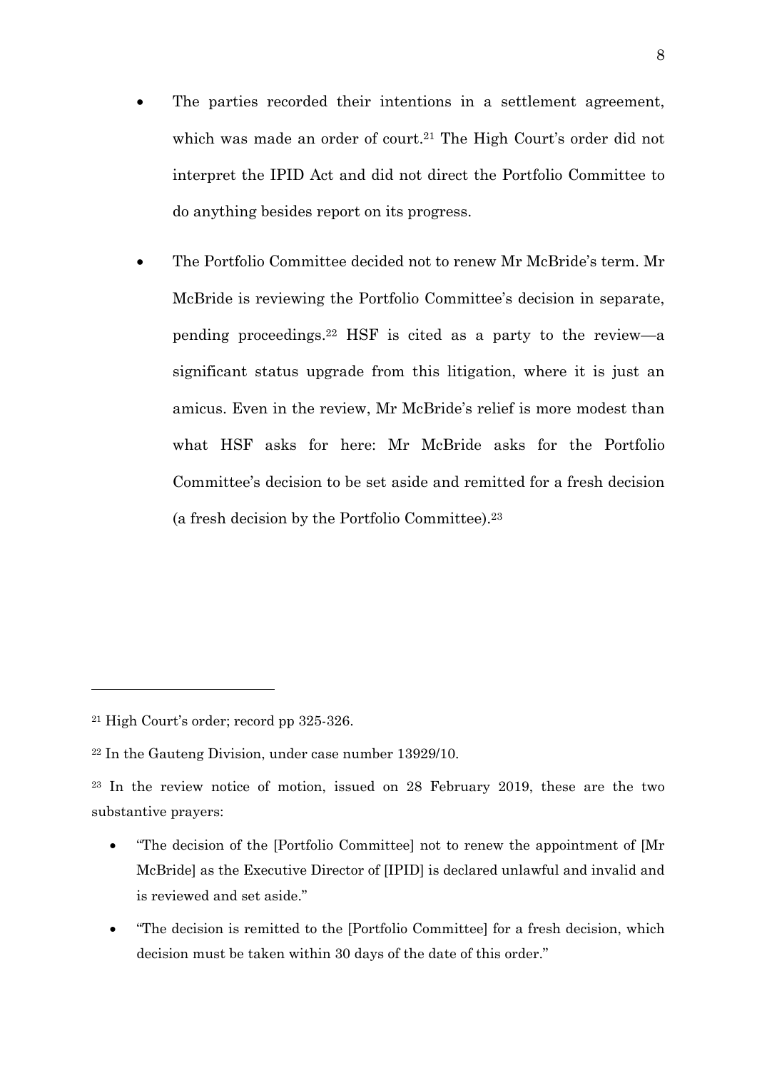- The parties recorded their intentions in a settlement agreement, which was made an order of court.[21] The High Court's order did not interpret the IPID Act and did not direct the Portfolio Committee to do anything besides report on its progress.

- The Portfolio Committee decided not to renew Mr McBride's term. Mr McBride is reviewing the Portfolio Committee's decision in separate, pending proceedings.[22] HSF is cited as a party to the review—a significant status upgrade from this litigation, where it is just an amicus. Even in the review, Mr McBride's relief is more modest than what HSF asks for here: Mr McBride asks for the Portfolio Committee's decision to be set aside and remitted for a fresh decision (a fresh decision by the Portfolio Committee).[23]

---

[21] High Court's order; record pp 325-326.

[22] In the Gauteng Division, under case number 13929/10.

[23] In the review notice of motion, issued on 28 February 2019, these are the two substantive prayers:

- "The decision of the [Portfolio Committee] not to renew the appointment of [Mr McBride] as the Executive Director of [IPID] is declared unlawful and invalid and is reviewed and set aside."

- "The decision is remitted to the [Portfolio Committee] for a fresh decision, which decision must be taken within 30 days of the date of this order."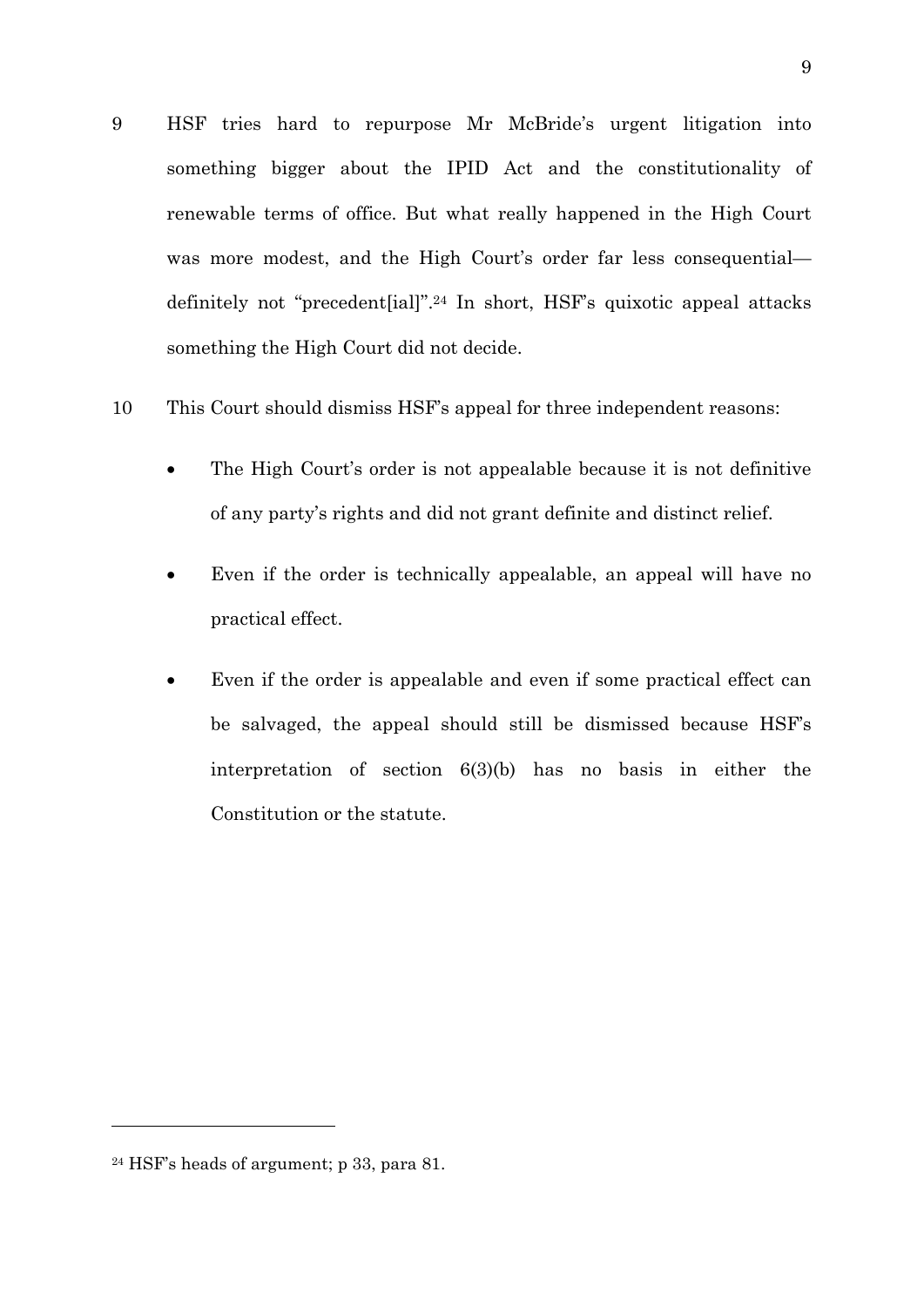9 HSF tries hard to repurpose Mr McBride's urgent litigation into something bigger about the IPID Act and the constitutionality of renewable terms of office. But what really happened in the High Court was more modest, and the High Court's order far less consequential—definitely not "precedent[ial]".[24] In short, HSF's quixotic appeal attacks something the High Court did not decide.

10 This Court should dismiss HSF's appeal for three independent reasons:

- The High Court's order is not appealable because it is not definitive of any party's rights and did not grant definite and distinct relief.
- Even if the order is technically appealable, an appeal will have no practical effect.
- Even if the order is appealable and even if some practical effect can be salvaged, the appeal should still be dismissed because HSF's interpretation of section 6(3)(b) has no basis in either the Constitution or the statute.

---

[24] HSF's heads of argument; p 33, para 81.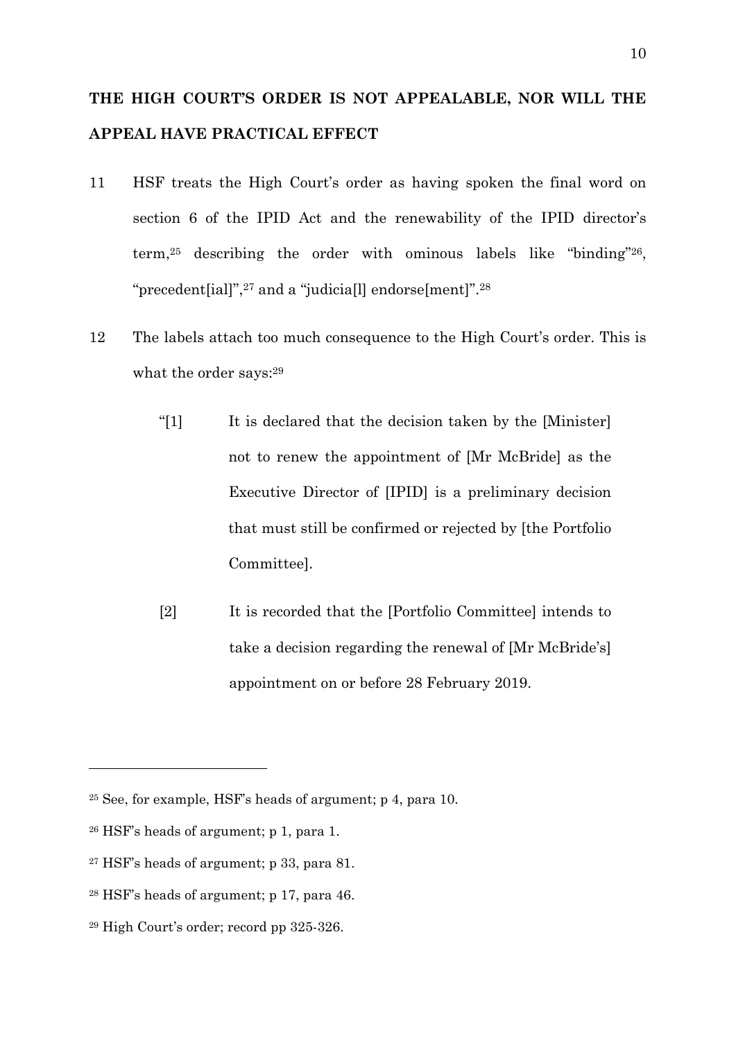## THE HIGH COURT'S ORDER IS NOT APPEALABLE, NOR WILL THE APPEAL HAVE PRACTICAL EFFECT

11 HSF treats the High Court's order as having spoken the final word on section 6 of the IPID Act and the renewability of the IPID director's term,[25] describing the order with ominous labels like "binding"[26], "precedent[ial]",[27] and a "judicia[l] endorse[ment]".[28]

12 The labels attach too much consequence to the High Court's order. This is what the order says:[29]

> "[1] It is declared that the decision taken by the [Minister] not to renew the appointment of [Mr McBride] as the Executive Director of [IPID] is a preliminary decision that must still be confirmed or rejected by [the Portfolio Committee].
>
> [2] It is recorded that the [Portfolio Committee] intends to take a decision regarding the renewal of [Mr McBride's] appointment on or before 28 February 2019.

---

[25] See, for example, HSF's heads of argument; p 4, para 10.

[26] HSF's heads of argument; p 1, para 1.

[27] HSF's heads of argument; p 33, para 81.

[28] HSF's heads of argument; p 17, para 46.

[29] High Court's order; record pp 325-326.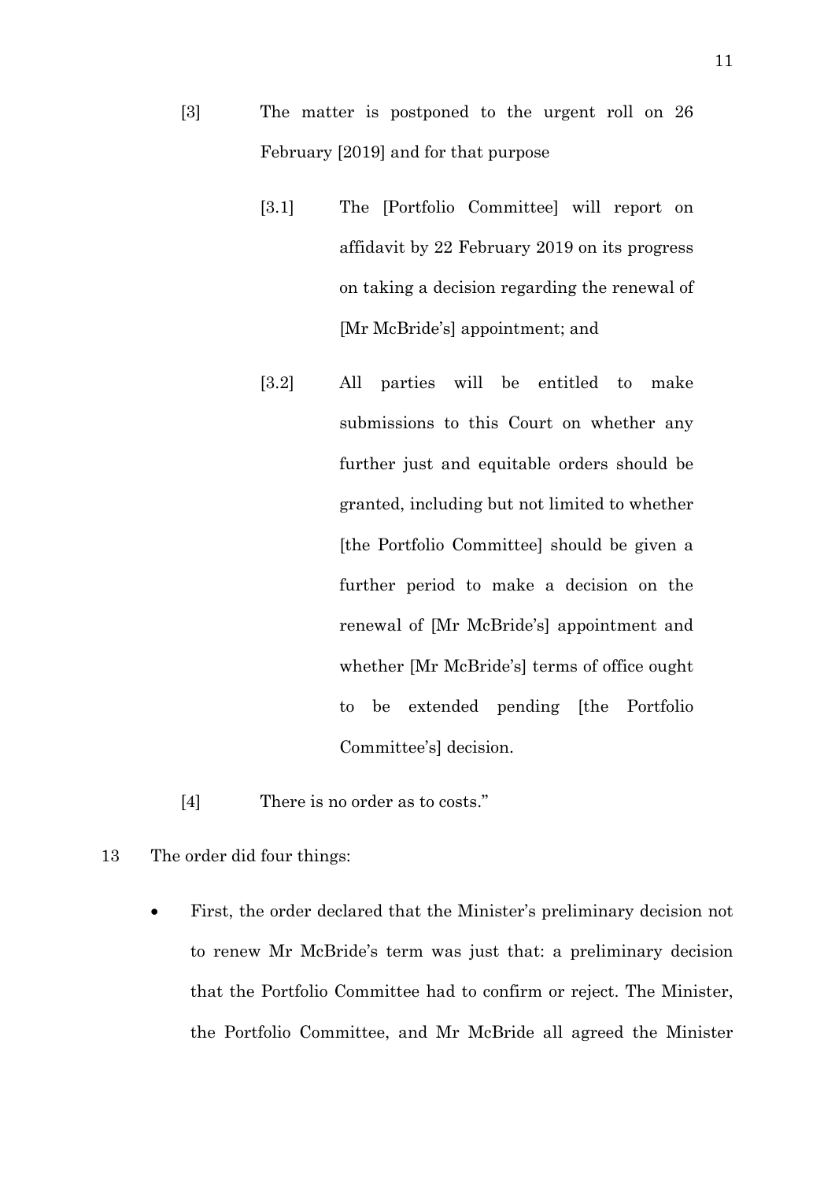[3] The matter is postponed to the urgent roll on 26 February [2019] and for that purpose

[3.1] The [Portfolio Committee] will report on affidavit by 22 February 2019 on its progress on taking a decision regarding the renewal of [Mr McBride's] appointment; and

[3.2] All parties will be entitled to make submissions to this Court on whether any further just and equitable orders should be granted, including but not limited to whether [the Portfolio Committee] should be given a further period to make a decision on the renewal of [Mr McBride's] appointment and whether [Mr McBride's] terms of office ought to be extended pending [the Portfolio Committee's] decision.

[4] There is no order as to costs."

13 The order did four things:

- First, the order declared that the Minister's preliminary decision not to renew Mr McBride's term was just that: a preliminary decision that the Portfolio Committee had to confirm or reject. The Minister, the Portfolio Committee, and Mr McBride all agreed the Minister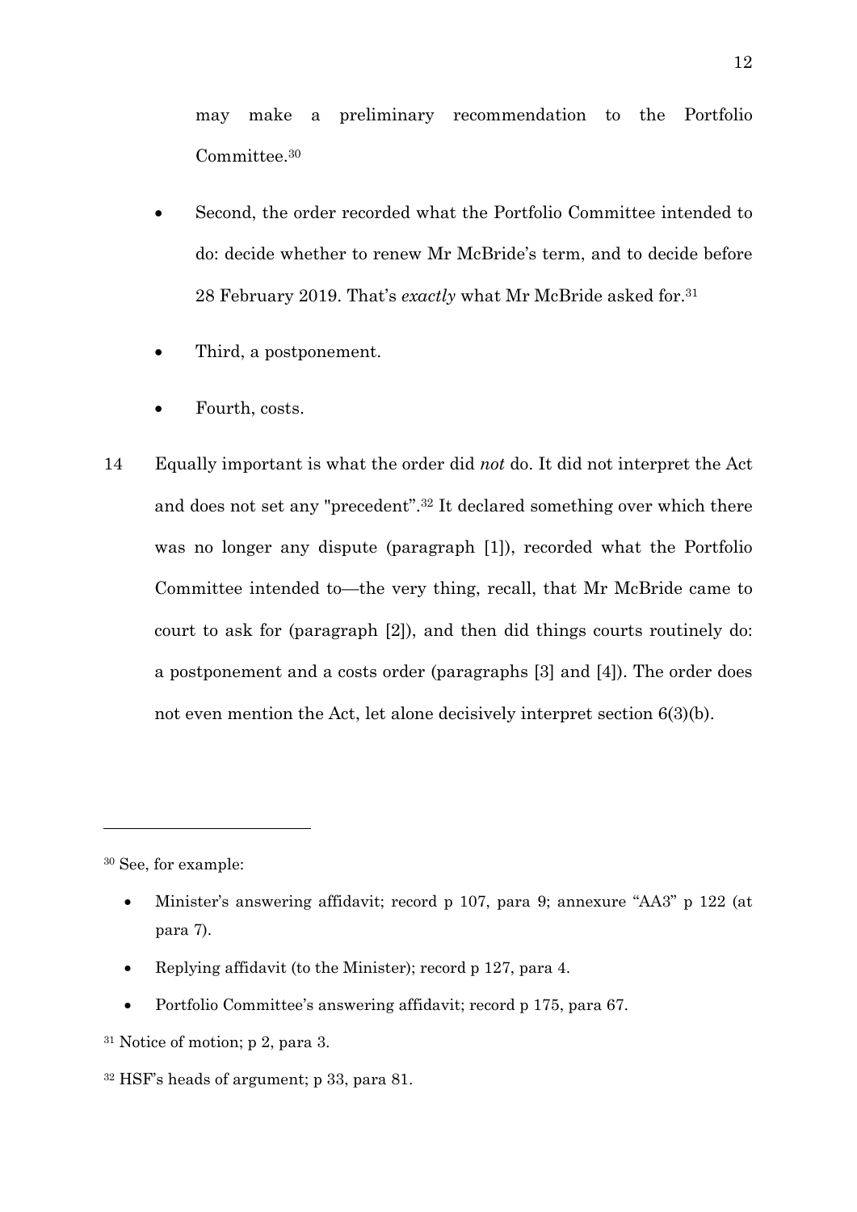may make a preliminary recommendation to the Portfolio Committee.[30]

- Second, the order recorded what the Portfolio Committee intended to do: decide whether to renew Mr McBride's term, and to decide before 28 February 2019. That's *exactly* what Mr McBride asked for.[31]
- Third, a postponement.
- Fourth, costs.

14 Equally important is what the order did *not* do. It did not interpret the Act and does not set any "precedent".[32] It declared something over which there was no longer any dispute (paragraph [1]), recorded what the Portfolio Committee intended to—the very thing, recall, that Mr McBride came to court to ask for (paragraph [2]), and then did things courts routinely do: a postponement and a costs order (paragraphs [3] and [4]). The order does not even mention the Act, let alone decisively interpret section 6(3)(b).

---

[30] See, for example:

- Minister's answering affidavit; record p 107, para 9; annexure "AA3" p 122 (at para 7).
- Replying affidavit (to the Minister); record p 127, para 4.
- Portfolio Committee's answering affidavit; record p 175, para 67.

[31] Notice of motion; p 2, para 3.

[32] HSF's heads of argument; p 33, para 81.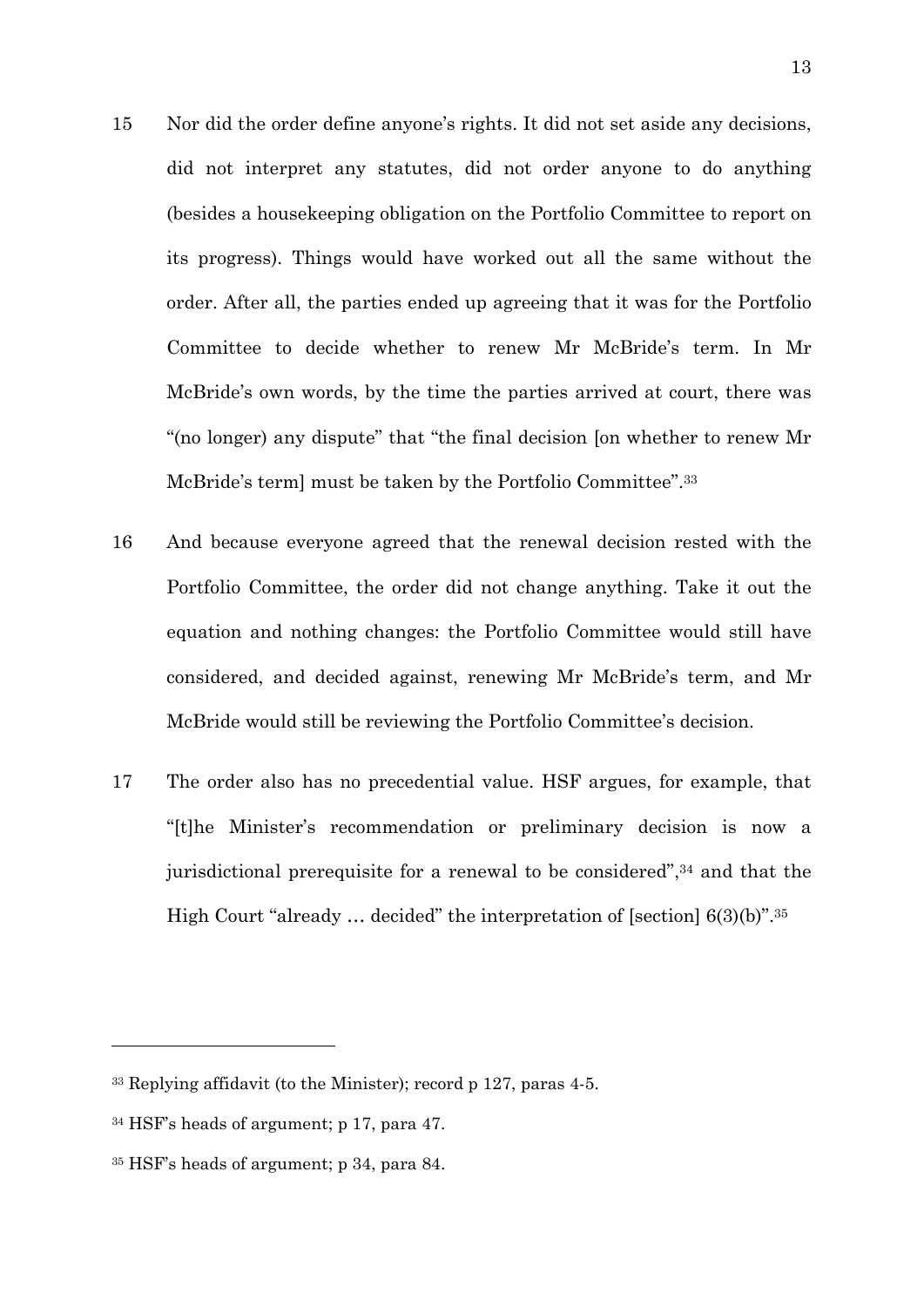15 Nor did the order define anyone's rights. It did not set aside any decisions, did not interpret any statutes, did not order anyone to do anything (besides a housekeeping obligation on the Portfolio Committee to report on its progress). Things would have worked out all the same without the order. After all, the parties ended up agreeing that it was for the Portfolio Committee to decide whether to renew Mr McBride's term. In Mr McBride's own words, by the time the parties arrived at court, there was "(no longer) any dispute" that "the final decision [on whether to renew Mr McBride's term] must be taken by the Portfolio Committee".[33]

16 And because everyone agreed that the renewal decision rested with the Portfolio Committee, the order did not change anything. Take it out the equation and nothing changes: the Portfolio Committee would still have considered, and decided against, renewing Mr McBride's term, and Mr McBride would still be reviewing the Portfolio Committee's decision.

17 The order also has no precedential value. HSF argues, for example, that "[t]he Minister's recommendation or preliminary decision is now a jurisdictional prerequisite for a renewal to be considered",[34] and that the High Court "already … decided" the interpretation of [section] 6(3)(b)".[35]

---

[33] Replying affidavit (to the Minister); record p 127, paras 4-5.

[34] HSF's heads of argument; p 17, para 47.

[35] HSF's heads of argument; p 34, para 84.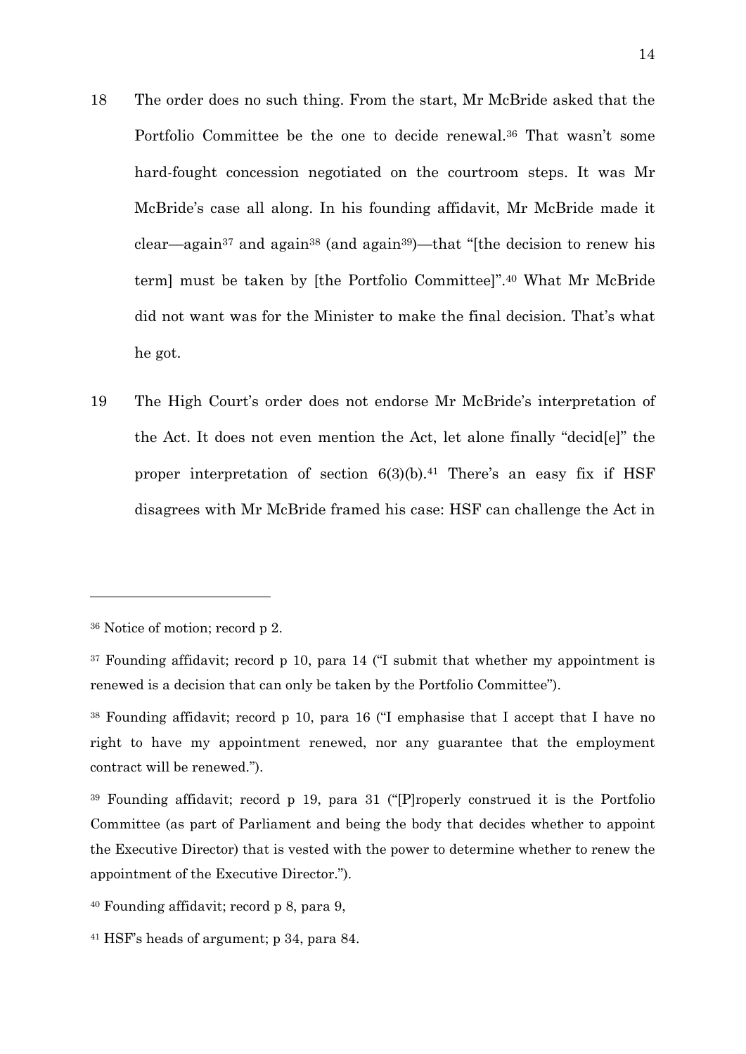18 The order does no such thing. From the start, Mr McBride asked that the Portfolio Committee be the one to decide renewal.[36] That wasn't some hard-fought concession negotiated on the courtroom steps. It was Mr McBride's case all along. In his founding affidavit, Mr McBride made it clear—again[37] and again[38] (and again[39])—that "[the decision to renew his term] must be taken by [the Portfolio Committee]".[40] What Mr McBride did not want was for the Minister to make the final decision. That's what he got.

19 The High Court's order does not endorse Mr McBride's interpretation of the Act. It does not even mention the Act, let alone finally "decid[e]" the proper interpretation of section 6(3)(b).[41] There's an easy fix if HSF disagrees with Mr McBride framed his case: HSF can challenge the Act in

---

[36] Notice of motion; record p 2.

[37] Founding affidavit; record p 10, para 14 ("I submit that whether my appointment is renewed is a decision that can only be taken by the Portfolio Committee").

[38] Founding affidavit; record p 10, para 16 ("I emphasise that I accept that I have no right to have my appointment renewed, nor any guarantee that the employment contract will be renewed.").

[39] Founding affidavit; record p 19, para 31 ("[P]roperly construed it is the Portfolio Committee (as part of Parliament and being the body that decides whether to appoint the Executive Director) that is vested with the power to determine whether to renew the appointment of the Executive Director.").

[40] Founding affidavit; record p 8, para 9,

[41] HSF's heads of argument; p 34, para 84.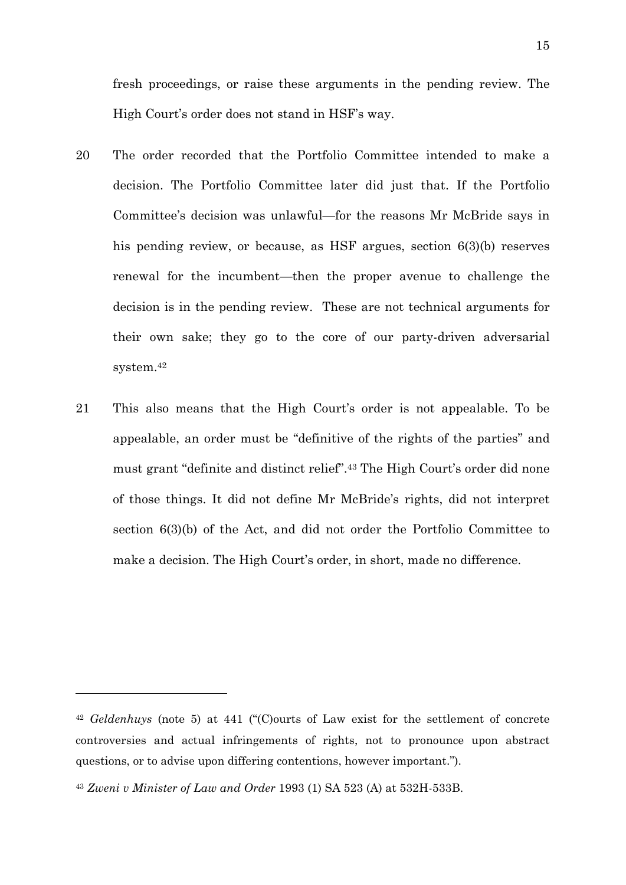fresh proceedings, or raise these arguments in the pending review. The High Court's order does not stand in HSF's way.

20 The order recorded that the Portfolio Committee intended to make a decision. The Portfolio Committee later did just that. If the Portfolio Committee's decision was unlawful—for the reasons Mr McBride says in his pending review, or because, as HSF argues, section 6(3)(b) reserves renewal for the incumbent—then the proper avenue to challenge the decision is in the pending review. These are not technical arguments for their own sake; they go to the core of our party-driven adversarial system.[42]

21 This also means that the High Court's order is not appealable. To be appealable, an order must be "definitive of the rights of the parties" and must grant "definite and distinct relief".[43] The High Court's order did none of those things. It did not define Mr McBride's rights, did not interpret section 6(3)(b) of the Act, and did not order the Portfolio Committee to make a decision. The High Court's order, in short, made no difference.

---

[42] *Geldenhuys* (note 5) at 441 ("(C)ourts of Law exist for the settlement of concrete controversies and actual infringements of rights, not to pronounce upon abstract questions, or to advise upon differing contentions, however important.").

[43] *Zweni v Minister of Law and Order* 1993 (1) SA 523 (A) at 532H-533B.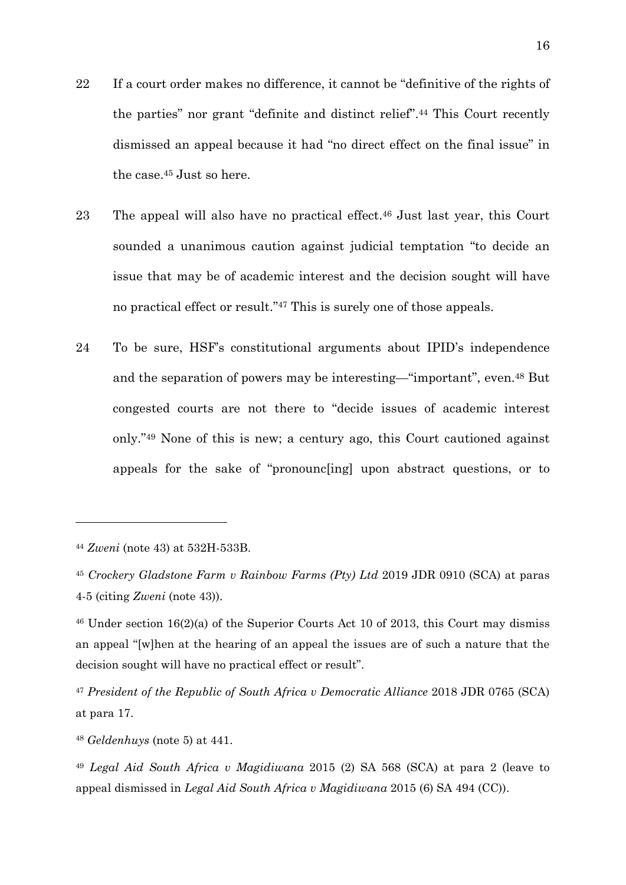22 If a court order makes no difference, it cannot be "definitive of the rights of the parties" nor grant "definite and distinct relief".[44] This Court recently dismissed an appeal because it had "no direct effect on the final issue" in the case.[45] Just so here.

23 The appeal will also have no practical effect.[46] Just last year, this Court sounded a unanimous caution against judicial temptation "to decide an issue that may be of academic interest and the decision sought will have no practical effect or result."[47] This is surely one of those appeals.

24 To be sure, HSF's constitutional arguments about IPID's independence and the separation of powers may be interesting—"important", even.[48] But congested courts are not there to "decide issues of academic interest only."[49] None of this is new; a century ago, this Court cautioned against appeals for the sake of "pronounc[ing] upon abstract questions, or to

---

[44] *Zweni* (note 43) at 532H-533B.

[45] *Crockery Gladstone Farm v Rainbow Farms (Pty) Ltd* 2019 JDR 0910 (SCA) at paras 4-5 (citing *Zweni* (note 43)).

[46] Under section 16(2)(a) of the Superior Courts Act 10 of 2013, this Court may dismiss an appeal "[w]hen at the hearing of an appeal the issues are of such a nature that the decision sought will have no practical effect or result".

[47] *President of the Republic of South Africa v Democratic Alliance* 2018 JDR 0765 (SCA) at para 17.

[48] *Geldenhuys* (note 5) at 441.

[49] *Legal Aid South Africa v Magidiwana* 2015 (2) SA 568 (SCA) at para 2 (leave to appeal dismissed in *Legal Aid South Africa v Magidiwana* 2015 (6) SA 494 (CC)).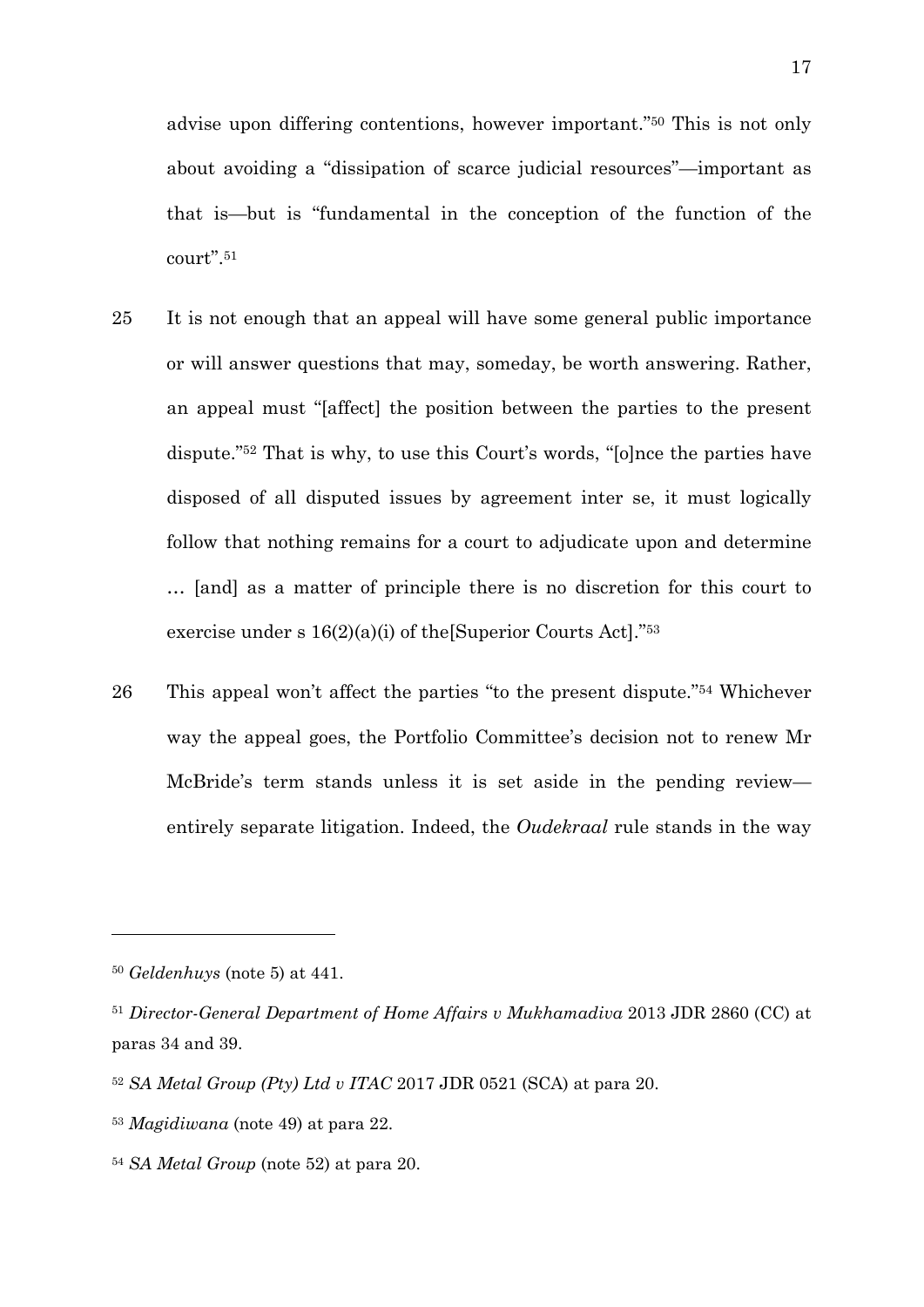advise upon differing contentions, however important."[50] This is not only about avoiding a "dissipation of scarce judicial resources"—important as that is—but is "fundamental in the conception of the function of the court".[51]

25 It is not enough that an appeal will have some general public importance or will answer questions that may, someday, be worth answering. Rather, an appeal must "[affect] the position between the parties to the present dispute."[52] That is why, to use this Court's words, "[o]nce the parties have disposed of all disputed issues by agreement inter se, it must logically follow that nothing remains for a court to adjudicate upon and determine … [and] as a matter of principle there is no discretion for this court to exercise under s 16(2)(a)(i) of the[Superior Courts Act]."[53]

26 This appeal won't affect the parties "to the present dispute."[54] Whichever way the appeal goes, the Portfolio Committee's decision not to renew Mr McBride's term stands unless it is set aside in the pending review—entirely separate litigation. Indeed, the *Oudekraal* rule stands in the way

---

[50] *Geldenhuys* (note 5) at 441.

[51] *Director-General Department of Home Affairs v Mukhamadiva* 2013 JDR 2860 (CC) at paras 34 and 39.

[52] *SA Metal Group (Pty) Ltd v ITAC* 2017 JDR 0521 (SCA) at para 20.

[53] *Magidiwana* (note 49) at para 22.

[54] *SA Metal Group* (note 52) at para 20.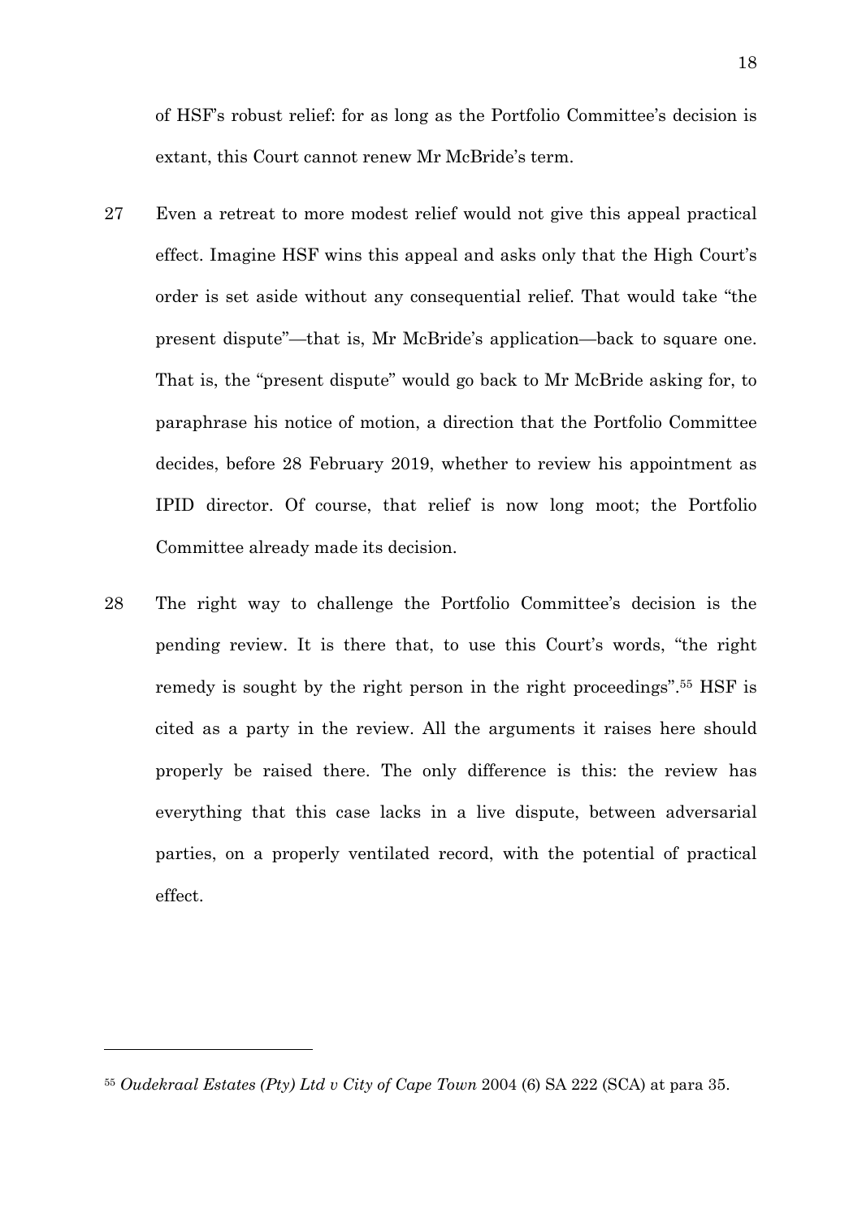of HSF's robust relief: for as long as the Portfolio Committee's decision is extant, this Court cannot renew Mr McBride's term.

27 Even a retreat to more modest relief would not give this appeal practical effect. Imagine HSF wins this appeal and asks only that the High Court's order is set aside without any consequential relief. That would take "the present dispute"—that is, Mr McBride's application—back to square one. That is, the "present dispute" would go back to Mr McBride asking for, to paraphrase his notice of motion, a direction that the Portfolio Committee decides, before 28 February 2019, whether to review his appointment as IPID director. Of course, that relief is now long moot; the Portfolio Committee already made its decision.

28 The right way to challenge the Portfolio Committee's decision is the pending review. It is there that, to use this Court's words, "the right remedy is sought by the right person in the right proceedings".[55] HSF is cited as a party in the review. All the arguments it raises here should properly be raised there. The only difference is this: the review has everything that this case lacks in a live dispute, between adversarial parties, on a properly ventilated record, with the potential of practical effect.

---

[55] *Oudekraal Estates (Pty) Ltd v City of Cape Town* 2004 (6) SA 222 (SCA) at para 35.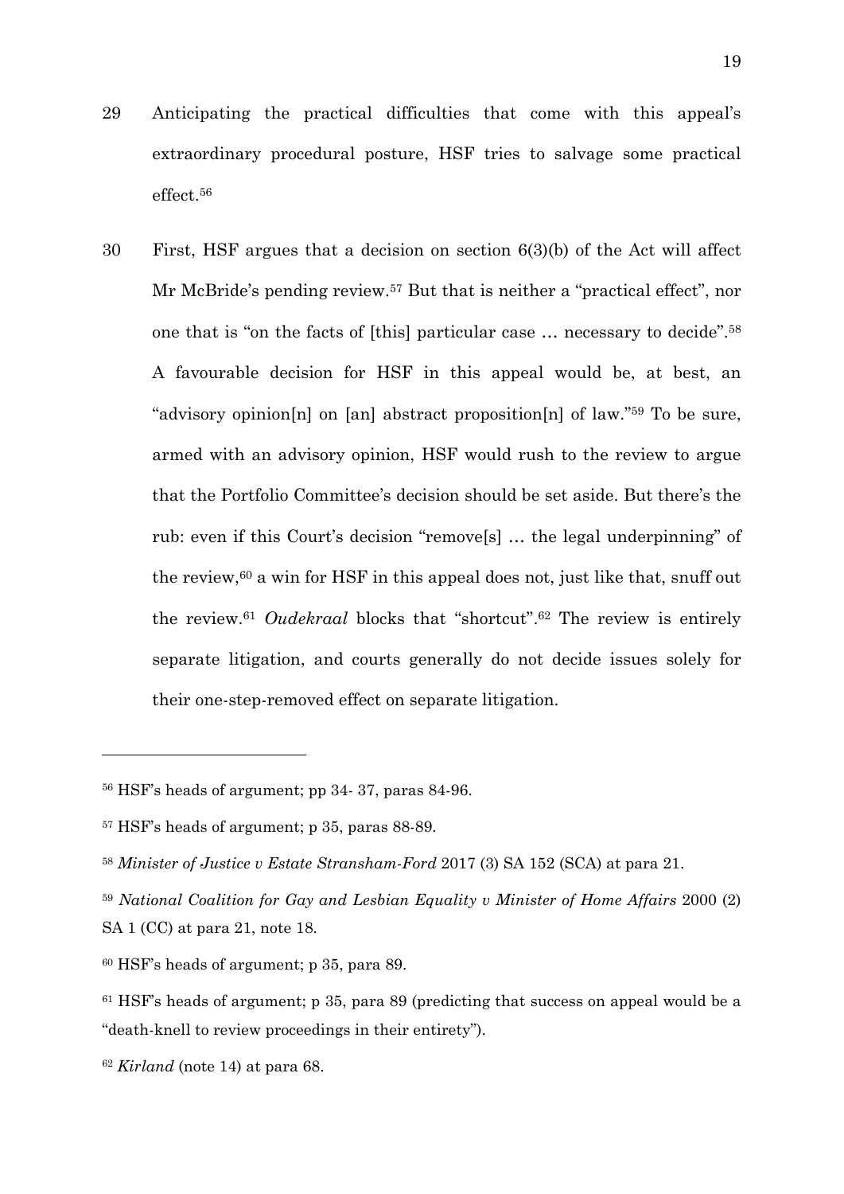29 Anticipating the practical difficulties that come with this appeal's extraordinary procedural posture, HSF tries to salvage some practical effect.[56]

30 First, HSF argues that a decision on section 6(3)(b) of the Act will affect Mr McBride's pending review.[57] But that is neither a "practical effect", nor one that is "on the facts of [this] particular case … necessary to decide".[58] A favourable decision for HSF in this appeal would be, at best, an "advisory opinion[n] on [an] abstract proposition[n] of law."[59] To be sure, armed with an advisory opinion, HSF would rush to the review to argue that the Portfolio Committee's decision should be set aside. But there's the rub: even if this Court's decision "remove[s] … the legal underpinning" of the review,[60] a win for HSF in this appeal does not, just like that, snuff out the review.[61] *Oudekraal* blocks that "shortcut".[62] The review is entirely separate litigation, and courts generally do not decide issues solely for their one-step-removed effect on separate litigation.

---

[56] HSF's heads of argument; pp 34- 37, paras 84-96.

[57] HSF's heads of argument; p 35, paras 88-89.

[58] *Minister of Justice v Estate Stransham-Ford* 2017 (3) SA 152 (SCA) at para 21.

[59] *National Coalition for Gay and Lesbian Equality v Minister of Home Affairs* 2000 (2) SA 1 (CC) at para 21, note 18.

[60] HSF's heads of argument; p 35, para 89.

[61] HSF's heads of argument; p 35, para 89 (predicting that success on appeal would be a "death-knell to review proceedings in their entirety").

[62] *Kirland* (note 14) at para 68.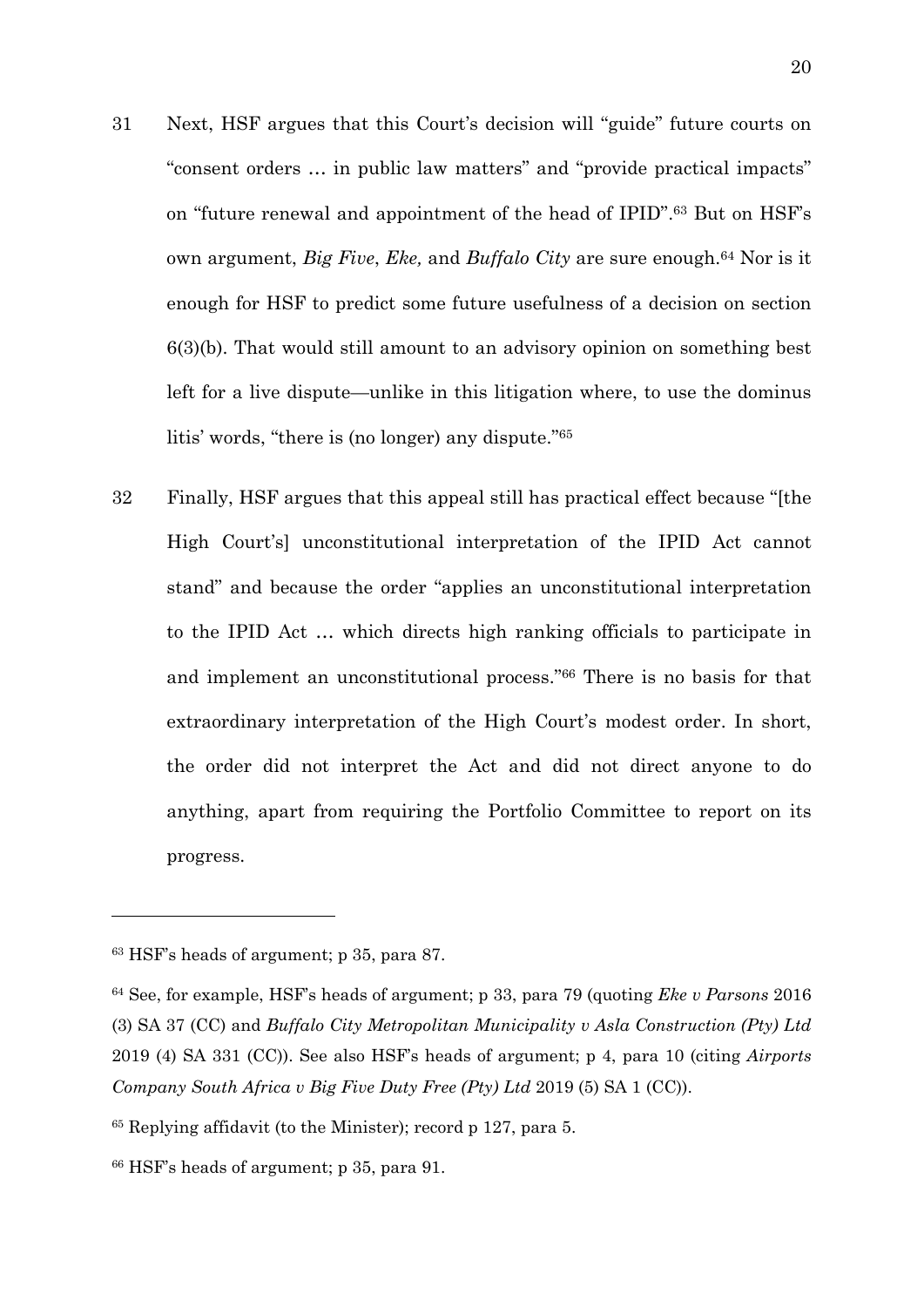31 Next, HSF argues that this Court's decision will "guide" future courts on "consent orders … in public law matters" and "provide practical impacts" on "future renewal and appointment of the head of IPID".[63] But on HSF's own argument, *Big Five*, *Eke,* and *Buffalo City* are sure enough.[64] Nor is it enough for HSF to predict some future usefulness of a decision on section 6(3)(b). That would still amount to an advisory opinion on something best left for a live dispute—unlike in this litigation where, to use the dominus litis' words, "there is (no longer) any dispute."[65]

32 Finally, HSF argues that this appeal still has practical effect because "[the High Court's] unconstitutional interpretation of the IPID Act cannot stand" and because the order "applies an unconstitutional interpretation to the IPID Act … which directs high ranking officials to participate in and implement an unconstitutional process."[66] There is no basis for that extraordinary interpretation of the High Court's modest order. In short, the order did not interpret the Act and did not direct anyone to do anything, apart from requiring the Portfolio Committee to report on its progress.

---

[63] HSF's heads of argument; p 35, para 87.

[64] See, for example, HSF's heads of argument; p 33, para 79 (quoting *Eke v Parsons* 2016 (3) SA 37 (CC) and *Buffalo City Metropolitan Municipality v Asla Construction (Pty) Ltd* 2019 (4) SA 331 (CC)). See also HSF's heads of argument; p 4, para 10 (citing *Airports Company South Africa v Big Five Duty Free (Pty) Ltd* 2019 (5) SA 1 (CC)).

[65] Replying affidavit (to the Minister); record p 127, para 5.

[66] HSF's heads of argument; p 35, para 91.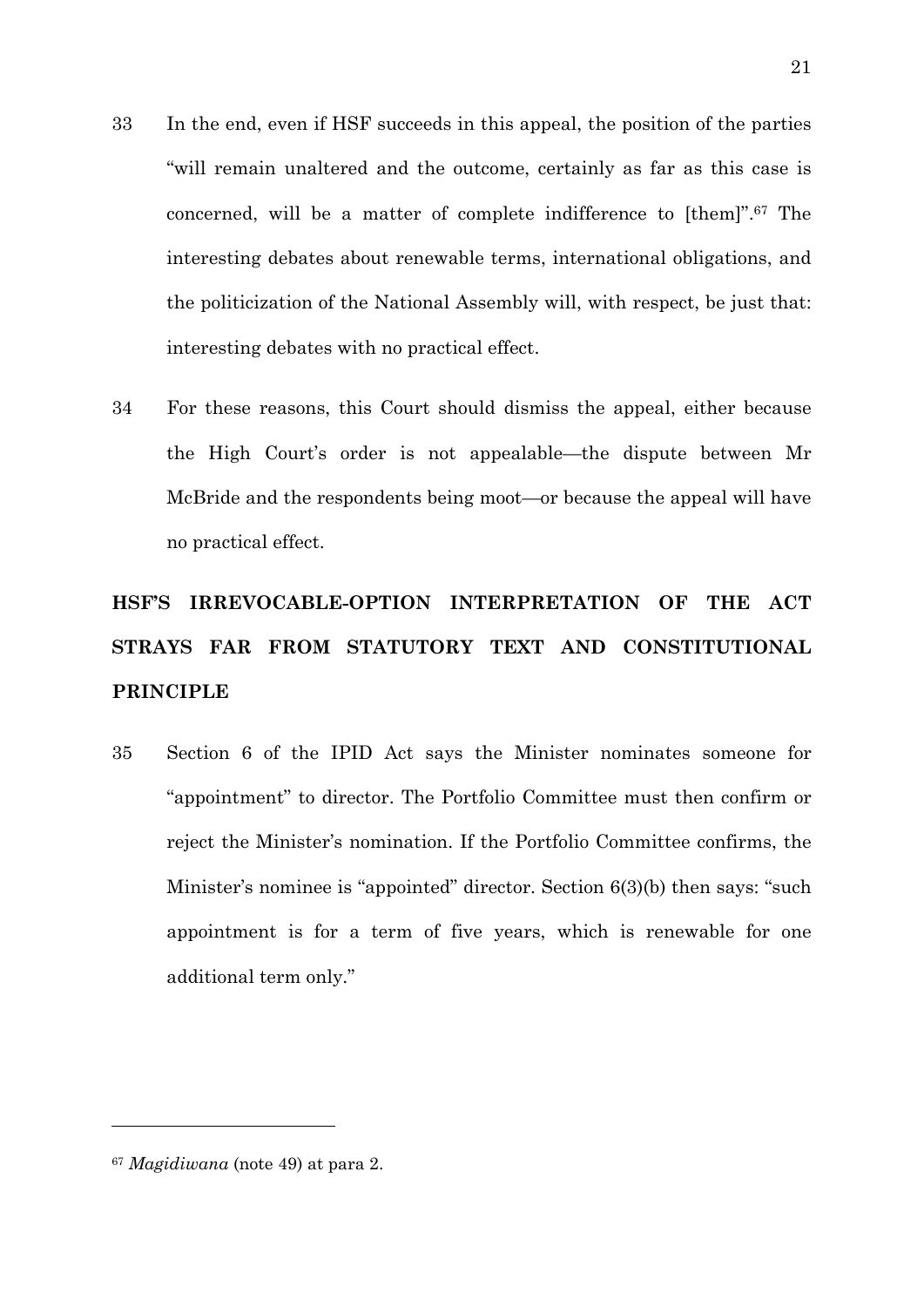33 In the end, even if HSF succeeds in this appeal, the position of the parties "will remain unaltered and the outcome, certainly as far as this case is concerned, will be a matter of complete indifference to [them]".[67] The interesting debates about renewable terms, international obligations, and the politicization of the National Assembly will, with respect, be just that: interesting debates with no practical effect.

34 For these reasons, this Court should dismiss the appeal, either because the High Court's order is not appealable—the dispute between Mr McBride and the respondents being moot—or because the appeal will have no practical effect.

## HSF'S IRREVOCABLE-OPTION INTERPRETATION OF THE ACT STRAYS FAR FROM STATUTORY TEXT AND CONSTITUTIONAL PRINCIPLE

35 Section 6 of the IPID Act says the Minister nominates someone for "appointment" to director. The Portfolio Committee must then confirm or reject the Minister's nomination. If the Portfolio Committee confirms, the Minister's nominee is "appointed" director. Section 6(3)(b) then says: "such appointment is for a term of five years, which is renewable for one additional term only."

---

[67] *Magidiwana* (note 49) at para 2.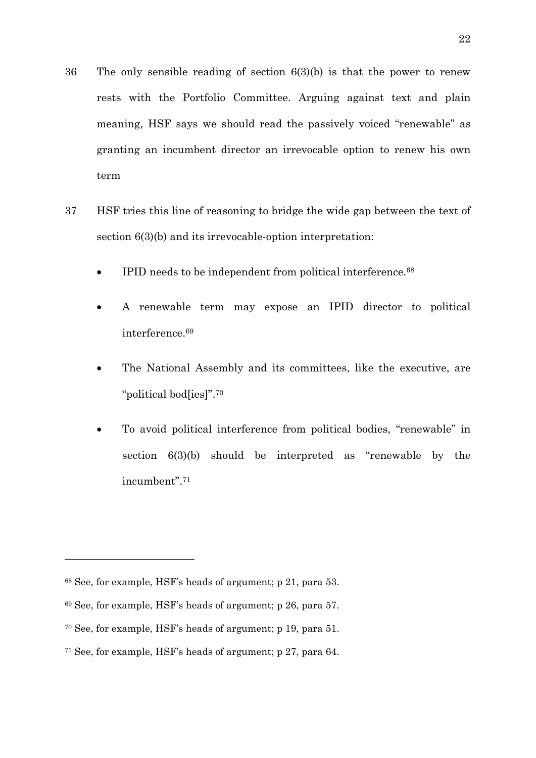36 The only sensible reading of section 6(3)(b) is that the power to renew rests with the Portfolio Committee. Arguing against text and plain meaning, HSF says we should read the passively voiced "renewable" as granting an incumbent director an irrevocable option to renew his own term

37 HSF tries this line of reasoning to bridge the wide gap between the text of section 6(3)(b) and its irrevocable-option interpretation:

- IPID needs to be independent from political interference.[68]
- A renewable term may expose an IPID director to political interference.[69]
- The National Assembly and its committees, like the executive, are "political bod[ies]".[70]
- To avoid political interference from political bodies, "renewable" in section 6(3)(b) should be interpreted as "renewable by the incumbent".[71]

---

[68] See, for example, HSF's heads of argument; p 21, para 53.

[69] See, for example, HSF's heads of argument; p 26, para 57.

[70] See, for example, HSF's heads of argument; p 19, para 51.

[71] See, for example, HSF's heads of argument; p 27, para 64.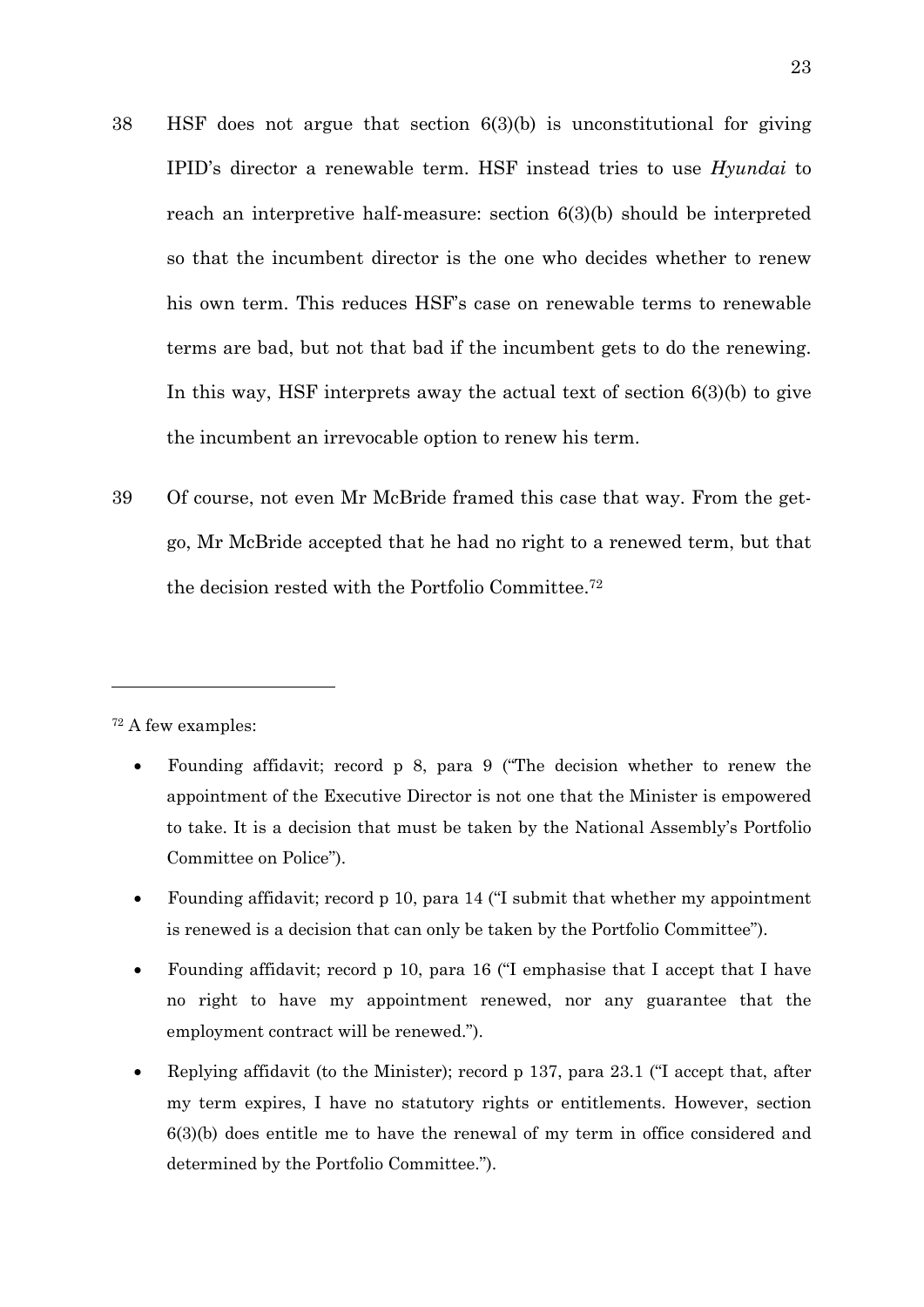38 HSF does not argue that section 6(3)(b) is unconstitutional for giving IPID's director a renewable term. HSF instead tries to use *Hyundai* to reach an interpretive half-measure: section 6(3)(b) should be interpreted so that the incumbent director is the one who decides whether to renew his own term. This reduces HSF's case on renewable terms to renewable terms are bad, but not that bad if the incumbent gets to do the renewing. In this way, HSF interprets away the actual text of section 6(3)(b) to give the incumbent an irrevocable option to renew his term.

39 Of course, not even Mr McBride framed this case that way. From the get-go, Mr McBride accepted that he had no right to a renewed term, but that the decision rested with the Portfolio Committee.[72]

---

[72] A few examples:

- Founding affidavit; record p 8, para 9 ("The decision whether to renew the appointment of the Executive Director is not one that the Minister is empowered to take. It is a decision that must be taken by the National Assembly's Portfolio Committee on Police").
- Founding affidavit; record p 10, para 14 ("I submit that whether my appointment is renewed is a decision that can only be taken by the Portfolio Committee").
- Founding affidavit; record p 10, para 16 ("I emphasise that I accept that I have no right to have my appointment renewed, nor any guarantee that the employment contract will be renewed.").
- Replying affidavit (to the Minister); record p 137, para 23.1 ("I accept that, after my term expires, I have no statutory rights or entitlements. However, section 6(3)(b) does entitle me to have the renewal of my term in office considered and determined by the Portfolio Committee.").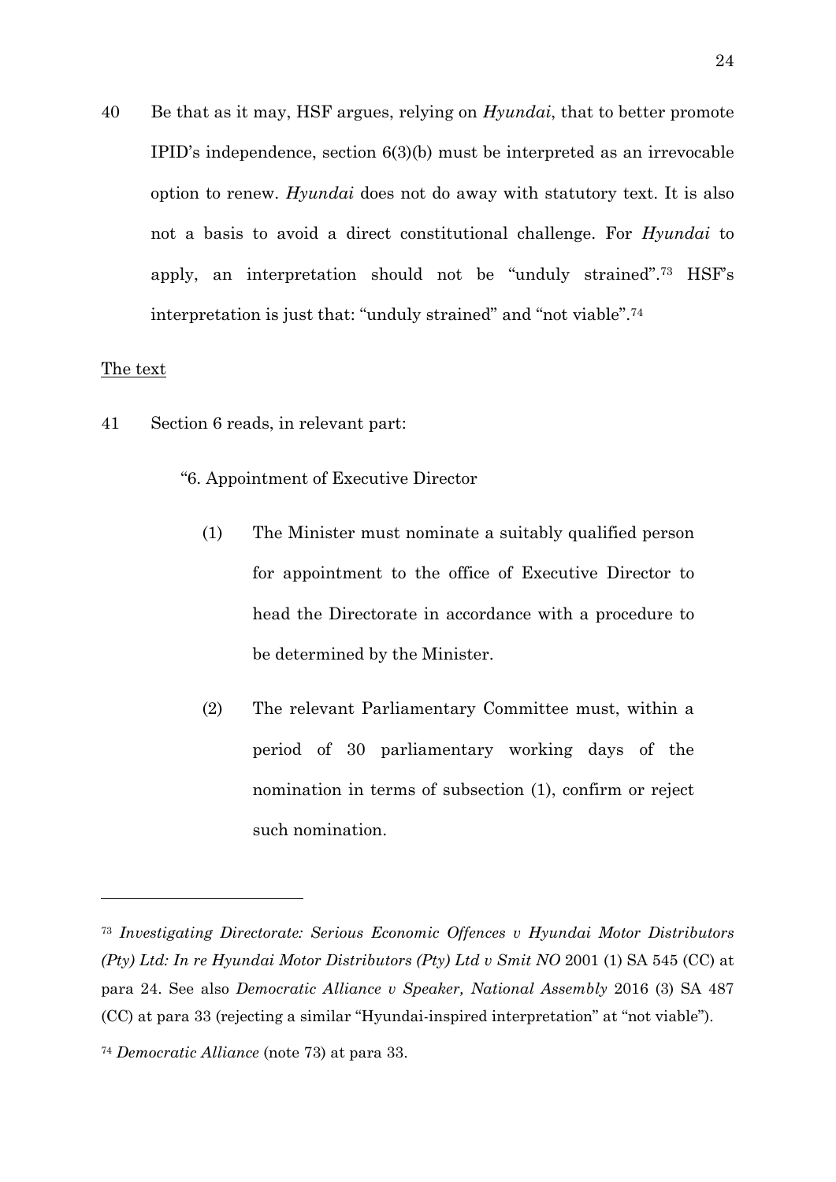40 Be that as it may, HSF argues, relying on *Hyundai*, that to better promote IPID's independence, section 6(3)(b) must be interpreted as an irrevocable option to renew. *Hyundai* does not do away with statutory text. It is also not a basis to avoid a direct constitutional challenge. For *Hyundai* to apply, an interpretation should not be "unduly strained".[73] HSF's interpretation is just that: "unduly strained" and "not viable".[74]

<u>The text</u>

41 Section 6 reads, in relevant part:

> "6. Appointment of Executive Director
>
> (1) The Minister must nominate a suitably qualified person for appointment to the office of Executive Director to head the Directorate in accordance with a procedure to be determined by the Minister.
>
> (2) The relevant Parliamentary Committee must, within a period of 30 parliamentary working days of the nomination in terms of subsection (1), confirm or reject such nomination.

---

[73] *Investigating Directorate: Serious Economic Offences v Hyundai Motor Distributors (Pty) Ltd: In re Hyundai Motor Distributors (Pty) Ltd v Smit NO* 2001 (1) SA 545 (CC) at para 24. See also *Democratic Alliance v Speaker, National Assembly* 2016 (3) SA 487 (CC) at para 33 (rejecting a similar "Hyundai-inspired interpretation" at "not viable").

[74] *Democratic Alliance* (note 73) at para 33.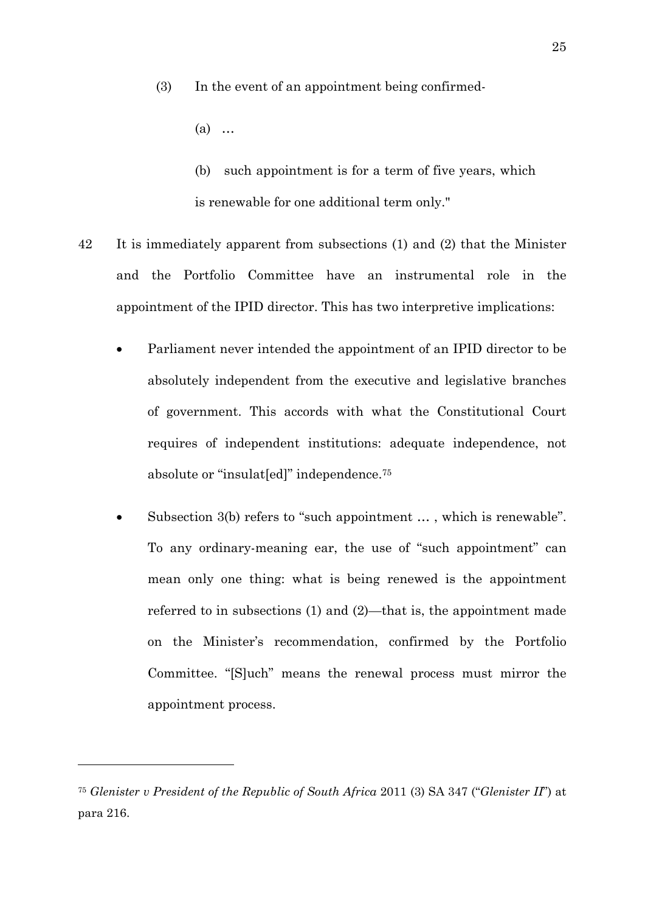(3) In the event of an appointment being confirmed-

(a) …

(b) such appointment is for a term of five years, which is renewable for one additional term only."

42 It is immediately apparent from subsections (1) and (2) that the Minister and the Portfolio Committee have an instrumental role in the appointment of the IPID director. This has two interpretive implications:

- Parliament never intended the appointment of an IPID director to be absolutely independent from the executive and legislative branches of government. This accords with what the Constitutional Court requires of independent institutions: adequate independence, not absolute or "insulat[ed]" independence.[75]

- Subsection 3(b) refers to "such appointment … , which is renewable". To any ordinary-meaning ear, the use of "such appointment" can mean only one thing: what is being renewed is the appointment referred to in subsections (1) and (2)—that is, the appointment made on the Minister's recommendation, confirmed by the Portfolio Committee. "[S]uch" means the renewal process must mirror the appointment process.

---

[75] *Glenister v President of the Republic of South Africa* 2011 (3) SA 347 ("*Glenister II*") at para 216.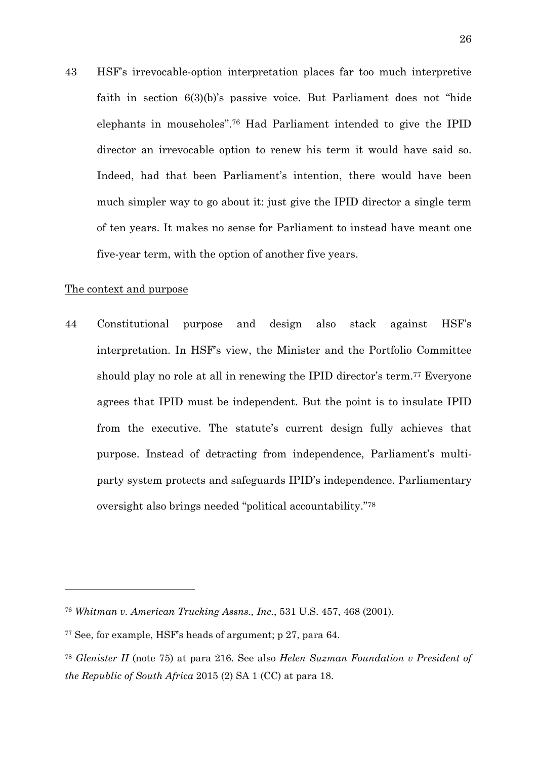43 HSF's irrevocable-option interpretation places far too much interpretive faith in section 6(3)(b)'s passive voice. But Parliament does not "hide elephants in mouseholes".[76] Had Parliament intended to give the IPID director an irrevocable option to renew his term it would have said so. Indeed, had that been Parliament's intention, there would have been much simpler way to go about it: just give the IPID director a single term of ten years. It makes no sense for Parliament to instead have meant one five-year term, with the option of another five years.

<u>The context and purpose</u>

44 Constitutional purpose and design also stack against HSF's interpretation. In HSF's view, the Minister and the Portfolio Committee should play no role at all in renewing the IPID director's term.[77] Everyone agrees that IPID must be independent. But the point is to insulate IPID from the executive. The statute's current design fully achieves that purpose. Instead of detracting from independence, Parliament's multi-party system protects and safeguards IPID's independence. Parliamentary oversight also brings needed "political accountability."[78]

---

[76] *Whitman v. American Trucking Assns., Inc.*, 531 U.S. 457, 468 (2001).

[77] See, for example, HSF's heads of argument; p 27, para 64.

[78] *Glenister II* (note 75) at para 216. See also *Helen Suzman Foundation v President of the Republic of South Africa* 2015 (2) SA 1 (CC) at para 18.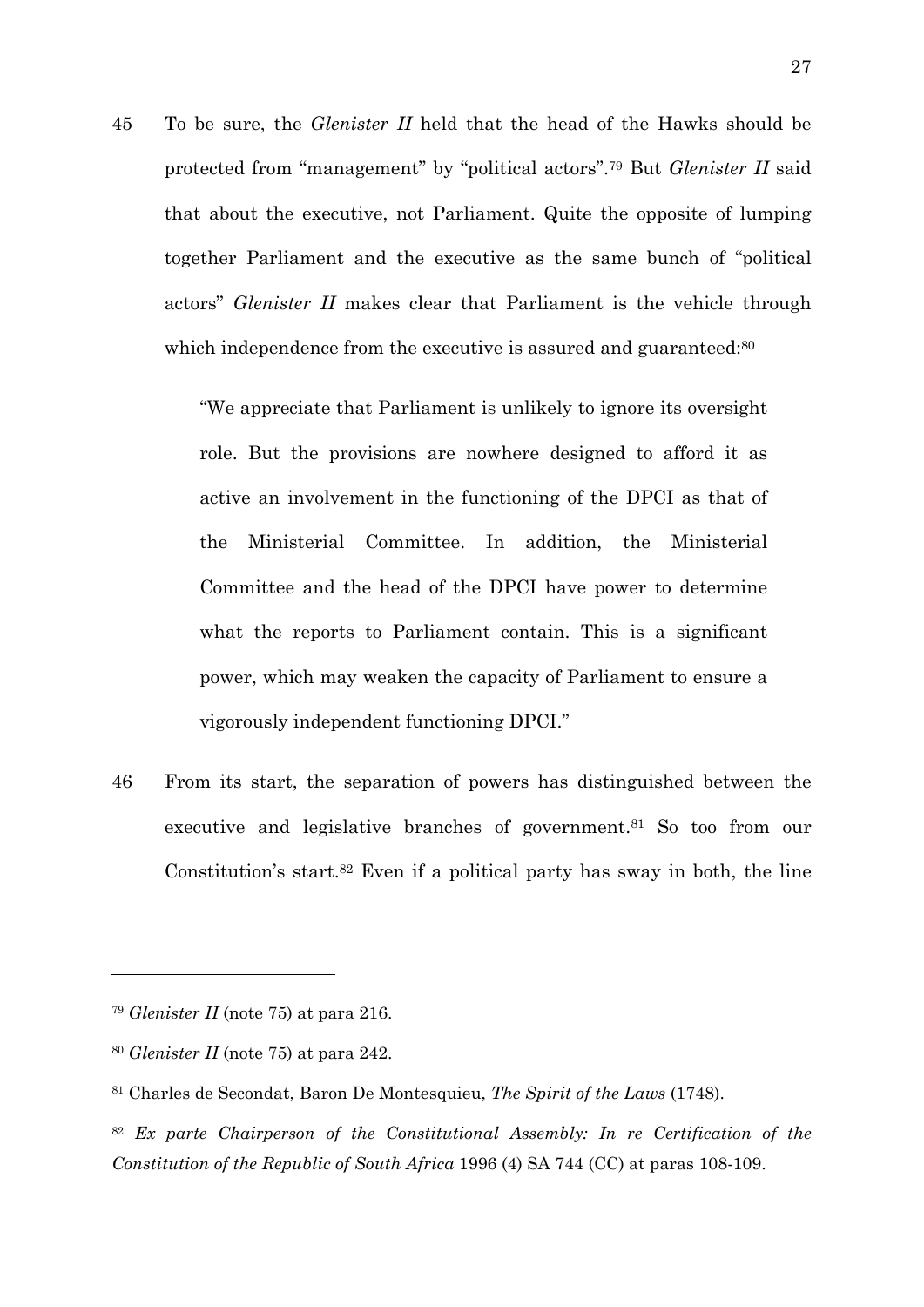45 To be sure, the *Glenister II* held that the head of the Hawks should be protected from "management" by "political actors".[79] But *Glenister II* said that about the executive, not Parliament. Quite the opposite of lumping together Parliament and the executive as the same bunch of "political actors" *Glenister II* makes clear that Parliament is the vehicle through which independence from the executive is assured and guaranteed:[80]

> "We appreciate that Parliament is unlikely to ignore its oversight role. But the provisions are nowhere designed to afford it as active an involvement in the functioning of the DPCI as that of the Ministerial Committee. In addition, the Ministerial Committee and the head of the DPCI have power to determine what the reports to Parliament contain. This is a significant power, which may weaken the capacity of Parliament to ensure a vigorously independent functioning DPCI."

46 From its start, the separation of powers has distinguished between the executive and legislative branches of government.[81] So too from our Constitution's start.[82] Even if a political party has sway in both, the line

---

[79] *Glenister II* (note 75) at para 216.

[80] *Glenister II* (note 75) at para 242.

[81] Charles de Secondat, Baron De Montesquieu, *The Spirit of the Laws* (1748).

[82] *Ex parte Chairperson of the Constitutional Assembly: In re Certification of the Constitution of the Republic of South Africa* 1996 (4) SA 744 (CC) at paras 108-109.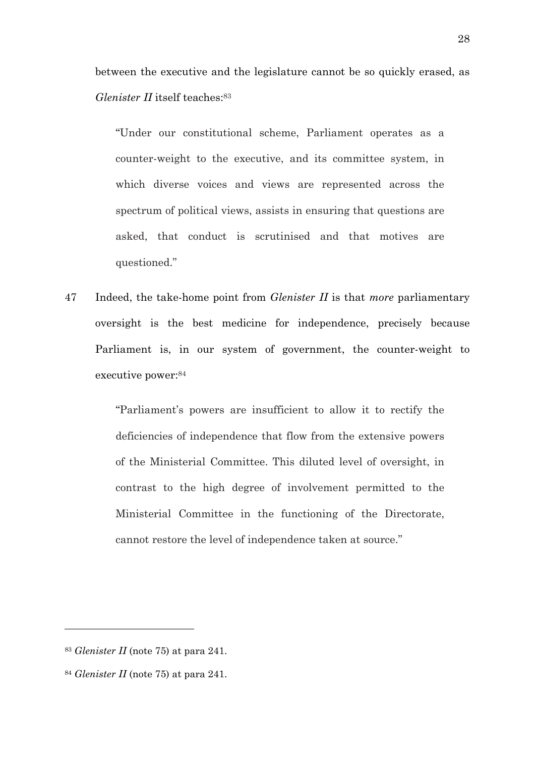between the executive and the legislature cannot be so quickly erased, as *Glenister II* itself teaches:[83]

> "Under our constitutional scheme, Parliament operates as a counter-weight to the executive, and its committee system, in which diverse voices and views are represented across the spectrum of political views, assists in ensuring that questions are asked, that conduct is scrutinised and that motives are questioned."

47 Indeed, the take-home point from *Glenister II* is that *more* parliamentary oversight is the best medicine for independence, precisely because Parliament is, in our system of government, the counter-weight to executive power:[84]

> "Parliament's powers are insufficient to allow it to rectify the deficiencies of independence that flow from the extensive powers of the Ministerial Committee. This diluted level of oversight, in contrast to the high degree of involvement permitted to the Ministerial Committee in the functioning of the Directorate, cannot restore the level of independence taken at source."

---

[83] *Glenister II* (note 75) at para 241.

[84] *Glenister II* (note 75) at para 241.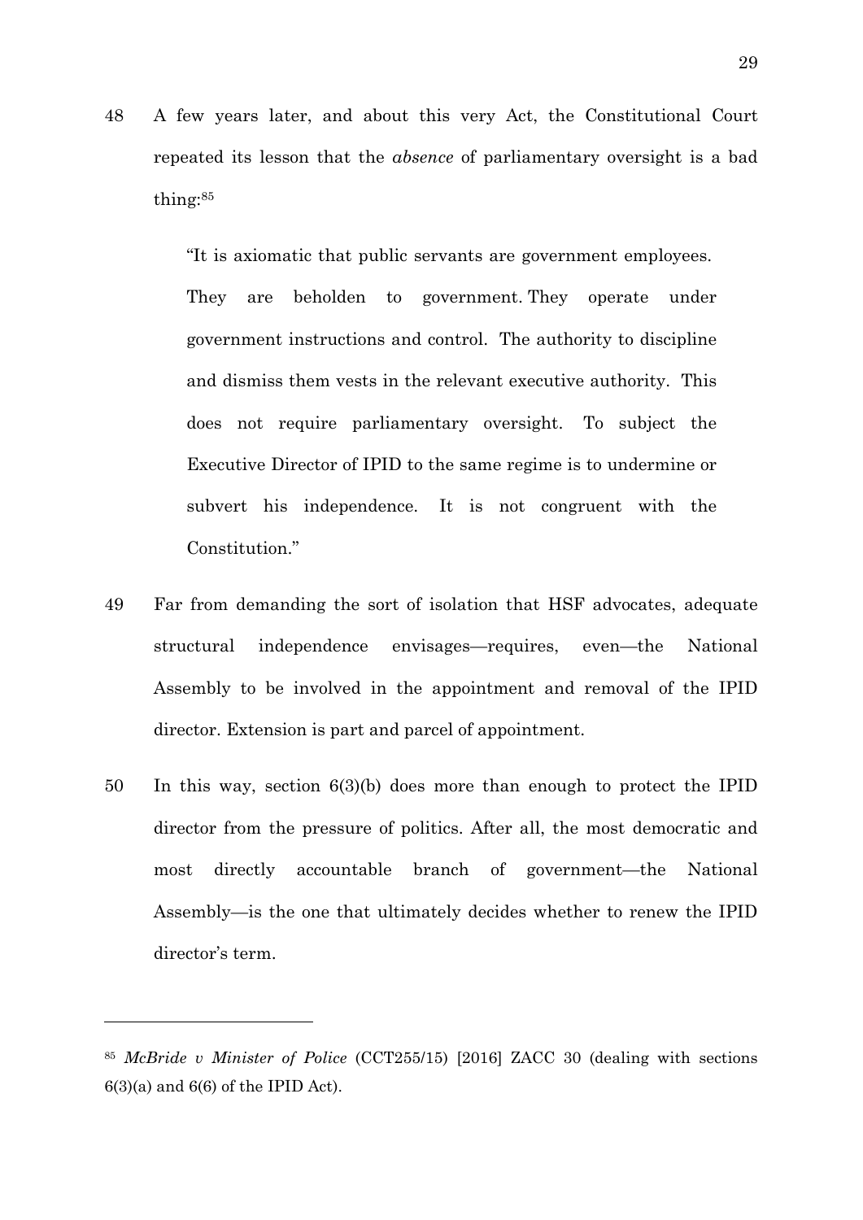48 A few years later, and about this very Act, the Constitutional Court repeated its lesson that the *absence* of parliamentary oversight is a bad thing:[85]

> "It is axiomatic that public servants are government employees. They are beholden to government. They operate under government instructions and control. The authority to discipline and dismiss them vests in the relevant executive authority. This does not require parliamentary oversight. To subject the Executive Director of IPID to the same regime is to undermine or subvert his independence. It is not congruent with the Constitution."

49 Far from demanding the sort of isolation that HSF advocates, adequate structural independence envisages—requires, even—the National Assembly to be involved in the appointment and removal of the IPID director. Extension is part and parcel of appointment.

50 In this way, section 6(3)(b) does more than enough to protect the IPID director from the pressure of politics. After all, the most democratic and most directly accountable branch of government—the National Assembly—is the one that ultimately decides whether to renew the IPID director's term.

---

[85] *McBride v Minister of Police* (CCT255/15) [2016] ZACC 30 (dealing with sections 6(3)(a) and 6(6) of the IPID Act).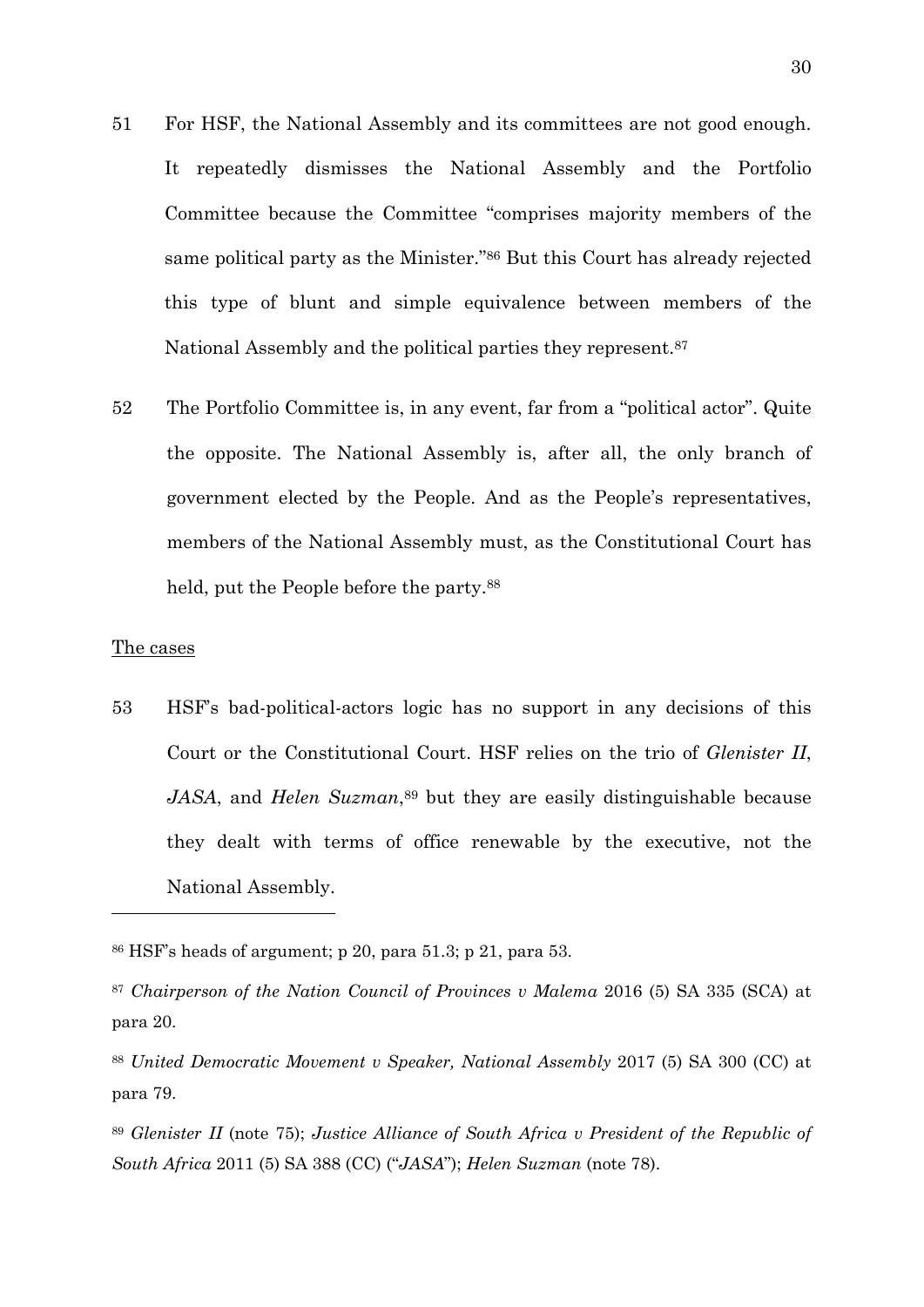51 For HSF, the National Assembly and its committees are not good enough. It repeatedly dismisses the National Assembly and the Portfolio Committee because the Committee "comprises majority members of the same political party as the Minister."[86] But this Court has already rejected this type of blunt and simple equivalence between members of the National Assembly and the political parties they represent.[87]

52 The Portfolio Committee is, in any event, far from a "political actor". Quite the opposite. The National Assembly is, after all, the only branch of government elected by the People. And as the People's representatives, members of the National Assembly must, as the Constitutional Court has held, put the People before the party.[88]

<u>The cases</u>

53 HSF's bad-political-actors logic has no support in any decisions of this Court or the Constitutional Court. HSF relies on the trio of *Glenister II*, *JASA*, and *Helen Suzman*,[89] but they are easily distinguishable because they dealt with terms of office renewable by the executive, not the National Assembly.

---

[86] HSF's heads of argument; p 20, para 51.3; p 21, para 53.

[87] *Chairperson of the Nation Council of Provinces v Malema* 2016 (5) SA 335 (SCA) at para 20.

[88] *United Democratic Movement v Speaker, National Assembly* 2017 (5) SA 300 (CC) at para 79.

[89] *Glenister II* (note 75); *Justice Alliance of South Africa v President of the Republic of South Africa* 2011 (5) SA 388 (CC) ("*JASA*"); *Helen Suzman* (note 78).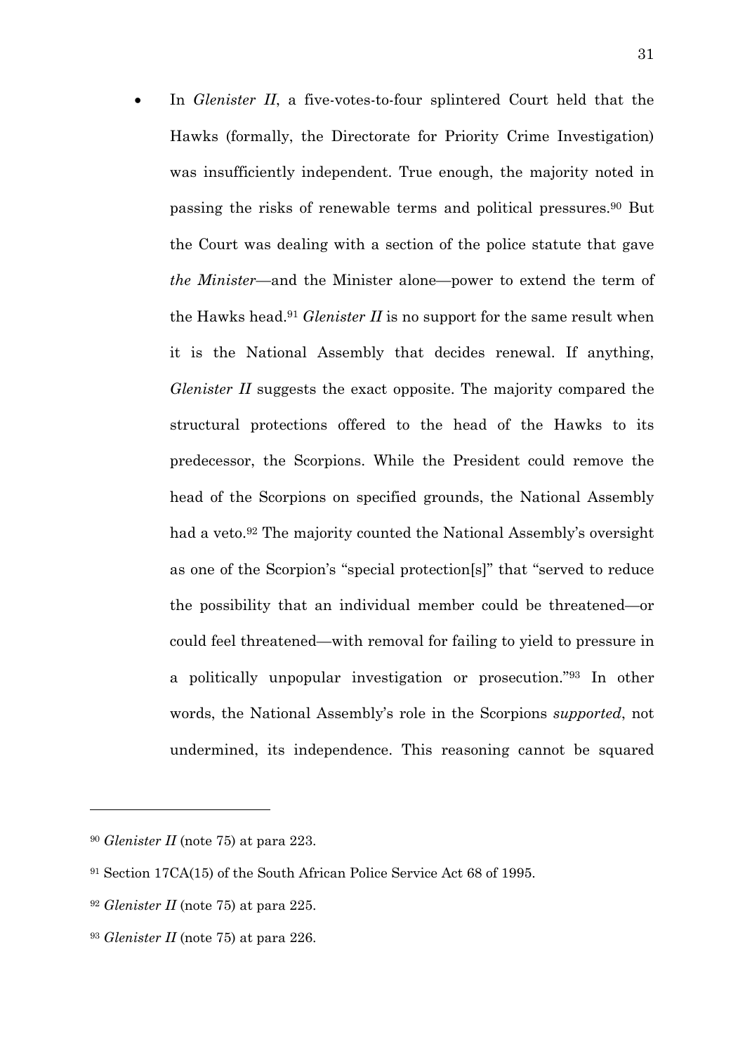- In *Glenister II*, a five-votes-to-four splintered Court held that the Hawks (formally, the Directorate for Priority Crime Investigation) was insufficiently independent. True enough, the majority noted in passing the risks of renewable terms and political pressures.[90] But the Court was dealing with a section of the police statute that gave *the Minister*—and the Minister alone—power to extend the term of the Hawks head.[91] *Glenister II* is no support for the same result when it is the National Assembly that decides renewal. If anything, *Glenister II* suggests the exact opposite. The majority compared the structural protections offered to the head of the Hawks to its predecessor, the Scorpions. While the President could remove the head of the Scorpions on specified grounds, the National Assembly had a veto.[92] The majority counted the National Assembly's oversight as one of the Scorpion's "special protection[s]" that "served to reduce the possibility that an individual member could be threatened—or could feel threatened—with removal for failing to yield to pressure in a politically unpopular investigation or prosecution."[93] In other words, the National Assembly's role in the Scorpions *supported*, not undermined, its independence. This reasoning cannot be squared

---

[90] *Glenister II* (note 75) at para 223.

[91] Section 17CA(15) of the South African Police Service Act 68 of 1995.

[92] *Glenister II* (note 75) at para 225.

[93] *Glenister II* (note 75) at para 226.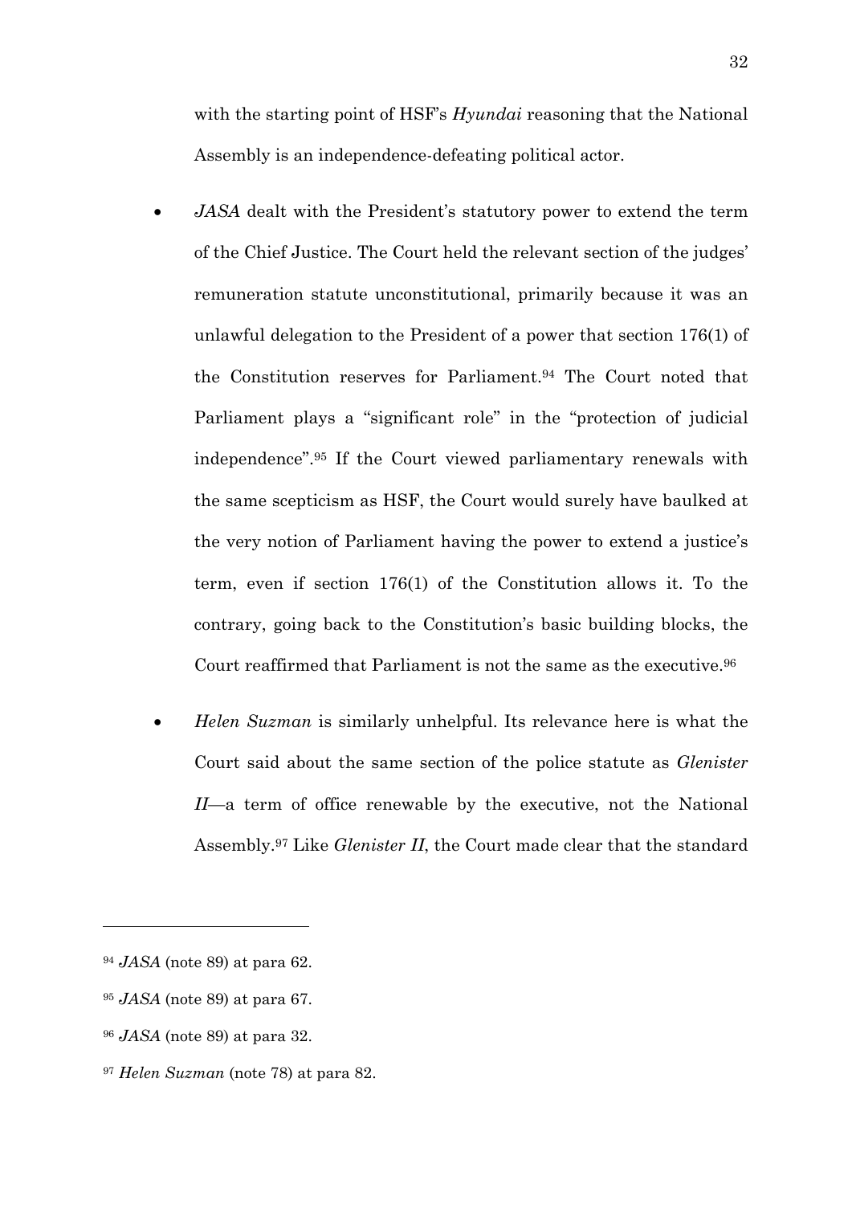with the starting point of HSF's *Hyundai* reasoning that the National Assembly is an independence-defeating political actor.

- *JASA* dealt with the President's statutory power to extend the term of the Chief Justice. The Court held the relevant section of the judges' remuneration statute unconstitutional, primarily because it was an unlawful delegation to the President of a power that section 176(1) of the Constitution reserves for Parliament.[94] The Court noted that Parliament plays a "significant role" in the "protection of judicial independence".[95] If the Court viewed parliamentary renewals with the same scepticism as HSF, the Court would surely have baulked at the very notion of Parliament having the power to extend a justice's term, even if section 176(1) of the Constitution allows it. To the contrary, going back to the Constitution's basic building blocks, the Court reaffirmed that Parliament is not the same as the executive.[96]

- *Helen Suzman* is similarly unhelpful. Its relevance here is what the Court said about the same section of the police statute as *Glenister II*—a term of office renewable by the executive, not the National Assembly.[97] Like *Glenister II*, the Court made clear that the standard

---

[94] *JASA* (note 89) at para 62.

[95] *JASA* (note 89) at para 67.

[96] *JASA* (note 89) at para 32.

[97] *Helen Suzman* (note 78) at para 82.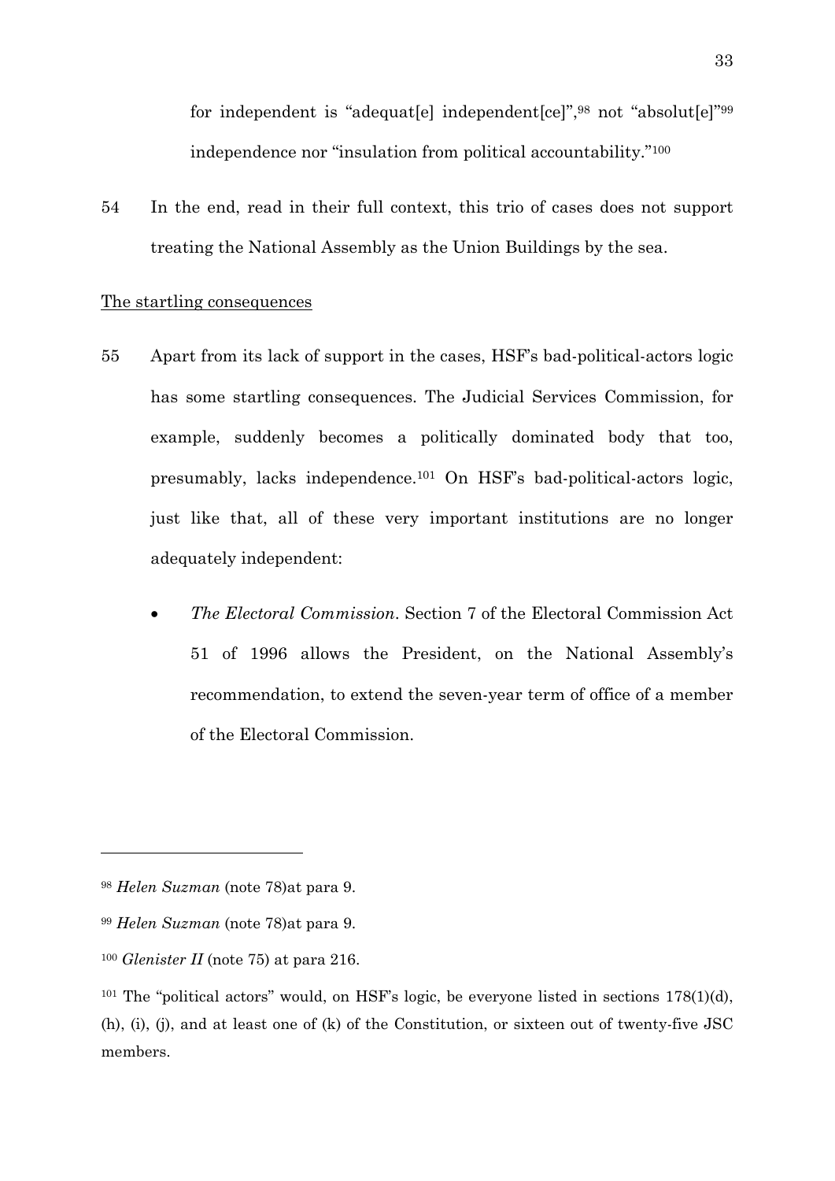for independent is "adequat[e] independent[ce]",[98] not "absolut[e]"[99] independence nor "insulation from political accountability."[100]

54 In the end, read in their full context, this trio of cases does not support treating the National Assembly as the Union Buildings by the sea.

The startling consequences

55 Apart from its lack of support in the cases, HSF's bad-political-actors logic has some startling consequences. The Judicial Services Commission, for example, suddenly becomes a politically dominated body that too, presumably, lacks independence.[101] On HSF's bad-political-actors logic, just like that, all of these very important institutions are no longer adequately independent:

- *The Electoral Commission*. Section 7 of the Electoral Commission Act 51 of 1996 allows the President, on the National Assembly's recommendation, to extend the seven-year term of office of a member of the Electoral Commission.

---

[98] *Helen Suzman* (note 78)at para 9.

[99] *Helen Suzman* (note 78)at para 9.

[100] *Glenister II* (note 75) at para 216.

[101] The "political actors" would, on HSF's logic, be everyone listed in sections 178(1)(d), (h), (i), (j), and at least one of (k) of the Constitution, or sixteen out of twenty-five JSC members.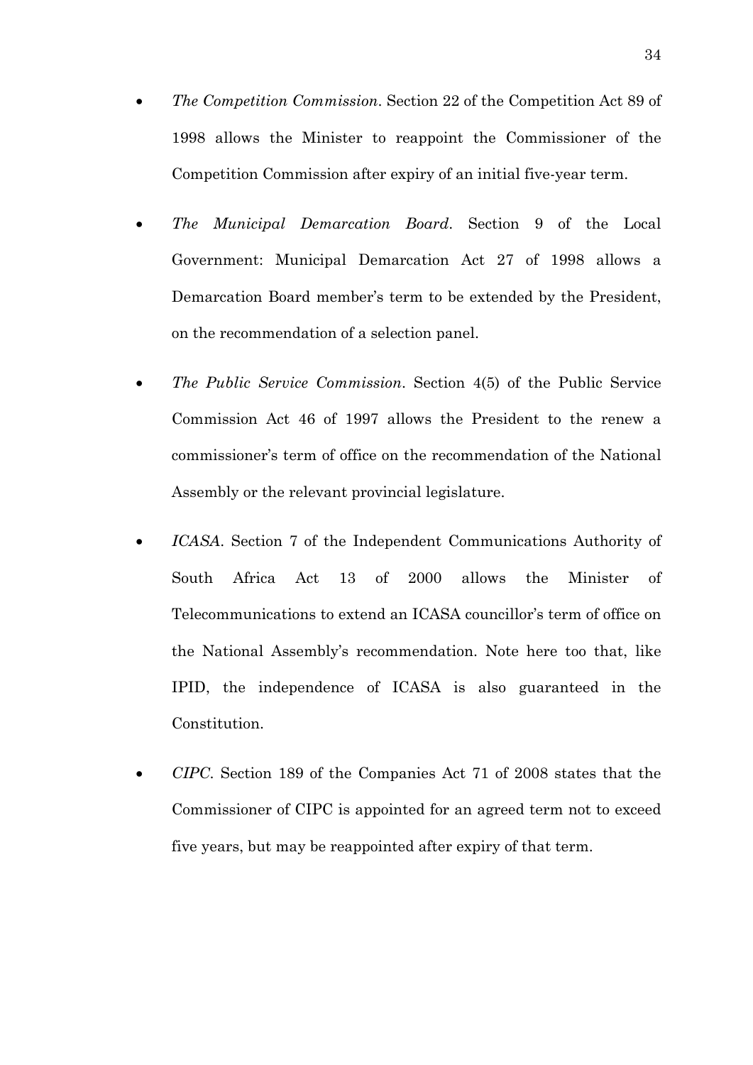- *The Competition Commission*. Section 22 of the Competition Act 89 of 1998 allows the Minister to reappoint the Commissioner of the Competition Commission after expiry of an initial five-year term.

- *The Municipal Demarcation Board*. Section 9 of the Local Government: Municipal Demarcation Act 27 of 1998 allows a Demarcation Board member's term to be extended by the President, on the recommendation of a selection panel.

- *The Public Service Commission*. Section 4(5) of the Public Service Commission Act 46 of 1997 allows the President to the renew a commissioner's term of office on the recommendation of the National Assembly or the relevant provincial legislature.

- *ICASA*. Section 7 of the Independent Communications Authority of South Africa Act 13 of 2000 allows the Minister of Telecommunications to extend an ICASA councillor's term of office on the National Assembly's recommendation. Note here too that, like IPID, the independence of ICASA is also guaranteed in the Constitution.

- *CIPC*. Section 189 of the Companies Act 71 of 2008 states that the Commissioner of CIPC is appointed for an agreed term not to exceed five years, but may be reappointed after expiry of that term.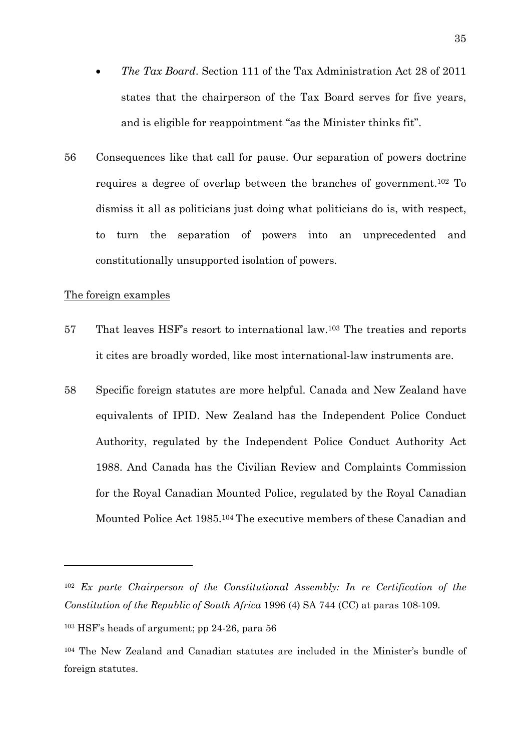- *The Tax Board*. Section 111 of the Tax Administration Act 28 of 2011 states that the chairperson of the Tax Board serves for five years, and is eligible for reappointment "as the Minister thinks fit".

56 Consequences like that call for pause. Our separation of powers doctrine requires a degree of overlap between the branches of government.[102] To dismiss it all as politicians just doing what politicians do is, with respect, to turn the separation of powers into an unprecedented and constitutionally unsupported isolation of powers.

<u>The foreign examples</u>

57 That leaves HSF's resort to international law.[103] The treaties and reports it cites are broadly worded, like most international-law instruments are.

58 Specific foreign statutes are more helpful. Canada and New Zealand have equivalents of IPID. New Zealand has the Independent Police Conduct Authority, regulated by the Independent Police Conduct Authority Act 1988. And Canada has the Civilian Review and Complaints Commission for the Royal Canadian Mounted Police, regulated by the Royal Canadian Mounted Police Act 1985.[104] The executive members of these Canadian and

---

[102] *Ex parte Chairperson of the Constitutional Assembly: In re Certification of the Constitution of the Republic of South Africa* 1996 (4) SA 744 (CC) at paras 108-109.

[103] HSF's heads of argument; pp 24-26, para 56

[104] The New Zealand and Canadian statutes are included in the Minister's bundle of foreign statutes.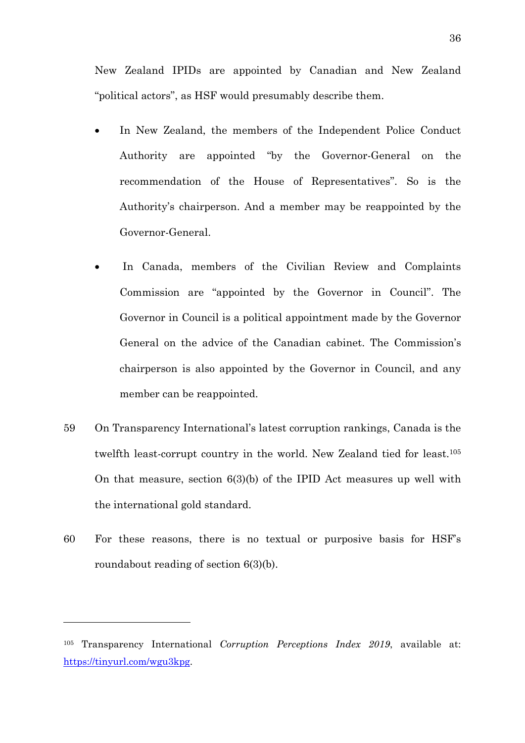New Zealand IPIDs are appointed by Canadian and New Zealand "political actors", as HSF would presumably describe them.

- In New Zealand, the members of the Independent Police Conduct Authority are appointed "by the Governor-General on the recommendation of the House of Representatives". So is the Authority's chairperson. And a member may be reappointed by the Governor-General.

- In Canada, members of the Civilian Review and Complaints Commission are "appointed by the Governor in Council". The Governor in Council is a political appointment made by the Governor General on the advice of the Canadian cabinet. The Commission's chairperson is also appointed by the Governor in Council, and any member can be reappointed.

59 On Transparency International's latest corruption rankings, Canada is the twelfth least-corrupt country in the world. New Zealand tied for least.[105] On that measure, section 6(3)(b) of the IPID Act measures up well with the international gold standard.

60 For these reasons, there is no textual or purposive basis for HSF's roundabout reading of section 6(3)(b).

---

[105] Transparency International *Corruption Perceptions Index 2019*, available at: https://tinyurl.com/wgu3kpg.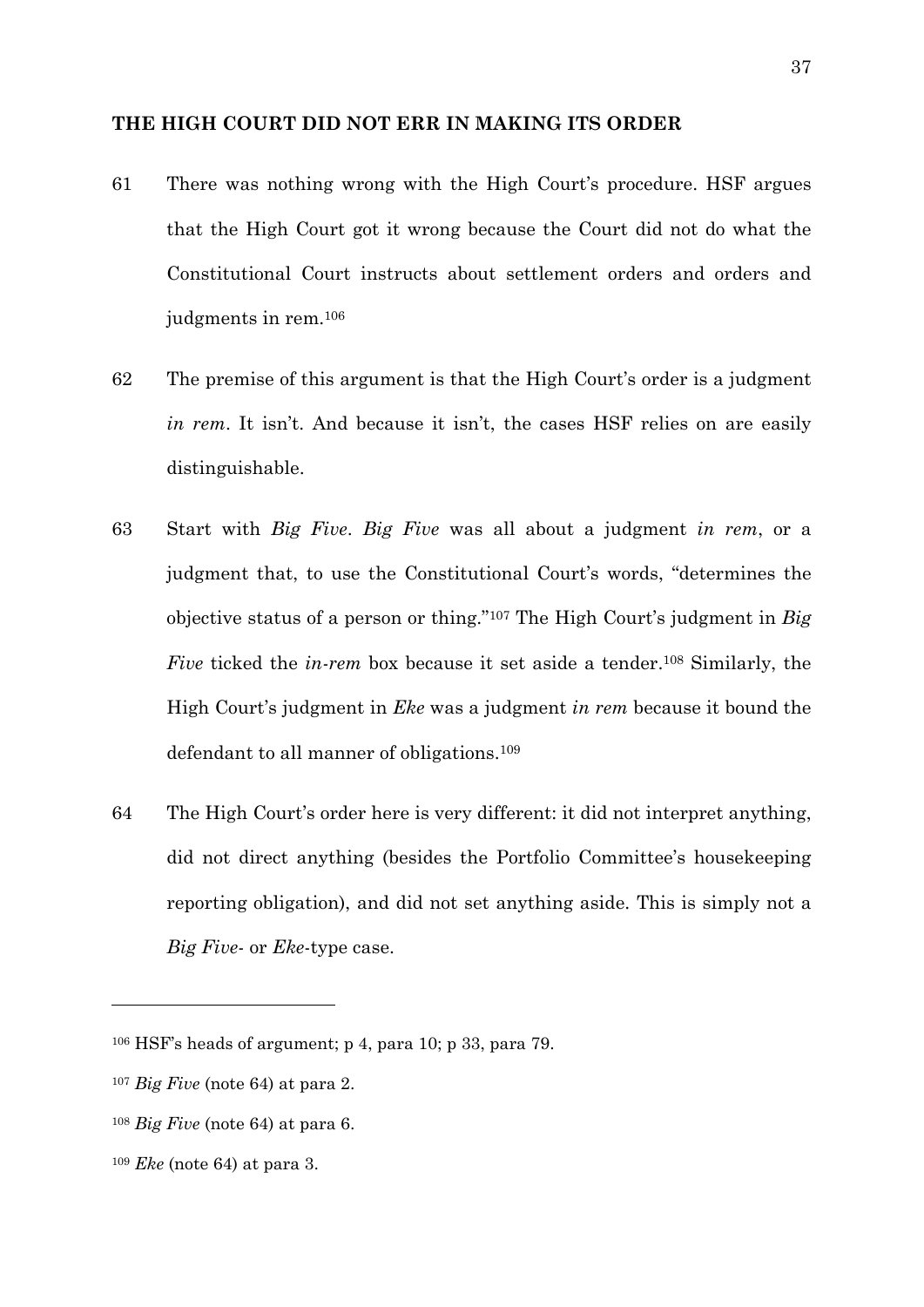**THE HIGH COURT DID NOT ERR IN MAKING ITS ORDER**

61 There was nothing wrong with the High Court's procedure. HSF argues that the High Court got it wrong because the Court did not do what the Constitutional Court instructs about settlement orders and orders and judgments in rem.[106]

62 The premise of this argument is that the High Court's order is a judgment *in rem*. It isn't. And because it isn't, the cases HSF relies on are easily distinguishable.

63 Start with *Big Five*. *Big Five* was all about a judgment *in rem*, or a judgment that, to use the Constitutional Court's words, "determines the objective status of a person or thing."[107] The High Court's judgment in *Big Five* ticked the *in-rem* box because it set aside a tender.[108] Similarly, the High Court's judgment in *Eke* was a judgment *in rem* because it bound the defendant to all manner of obligations.[109]

64 The High Court's order here is very different: it did not interpret anything, did not direct anything (besides the Portfolio Committee's housekeeping reporting obligation), and did not set anything aside. This is simply not a *Big Five*- or *Eke*-type case.

---

[106] HSF's heads of argument; p 4, para 10; p 33, para 79.

[107] *Big Five* (note 64) at para 2.

[108] *Big Five* (note 64) at para 6.

[109] *Eke* (note 64) at para 3.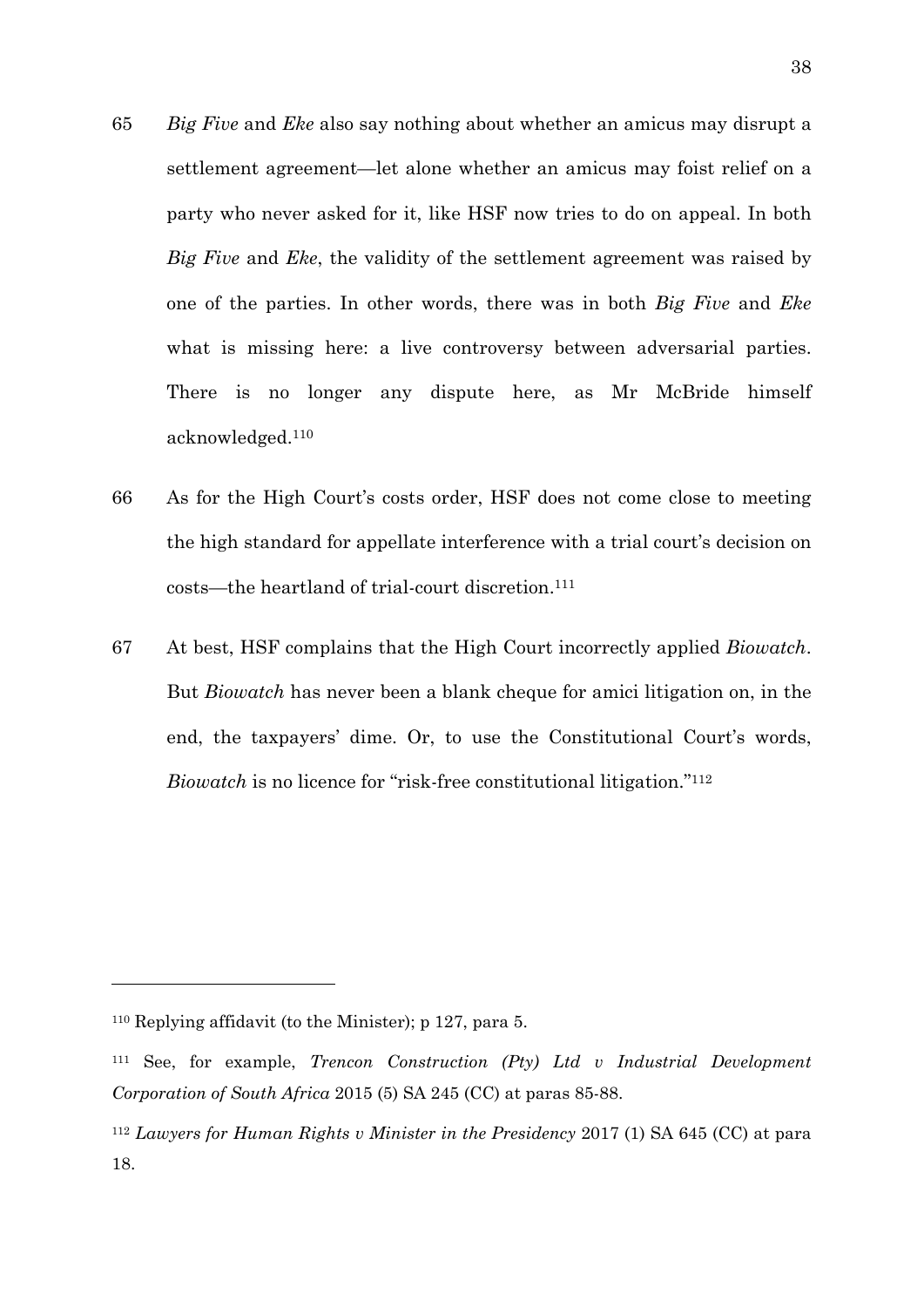65 *Big Five* and *Eke* also say nothing about whether an amicus may disrupt a settlement agreement—let alone whether an amicus may foist relief on a party who never asked for it, like HSF now tries to do on appeal. In both *Big Five* and *Eke*, the validity of the settlement agreement was raised by one of the parties. In other words, there was in both *Big Five* and *Eke* what is missing here: a live controversy between adversarial parties. There is no longer any dispute here, as Mr McBride himself acknowledged.[110]

66 As for the High Court's costs order, HSF does not come close to meeting the high standard for appellate interference with a trial court's decision on costs—the heartland of trial-court discretion.[111]

67 At best, HSF complains that the High Court incorrectly applied *Biowatch*. But *Biowatch* has never been a blank cheque for amici litigation on, in the end, the taxpayers' dime. Or, to use the Constitutional Court's words, *Biowatch* is no licence for "risk-free constitutional litigation."[112]

---

[110] Replying affidavit (to the Minister); p 127, para 5.

[111] See, for example, *Trencon Construction (Pty) Ltd v Industrial Development Corporation of South Africa* 2015 (5) SA 245 (CC) at paras 85-88.

[112] *Lawyers for Human Rights v Minister in the Presidency* 2017 (1) SA 645 (CC) at para 18.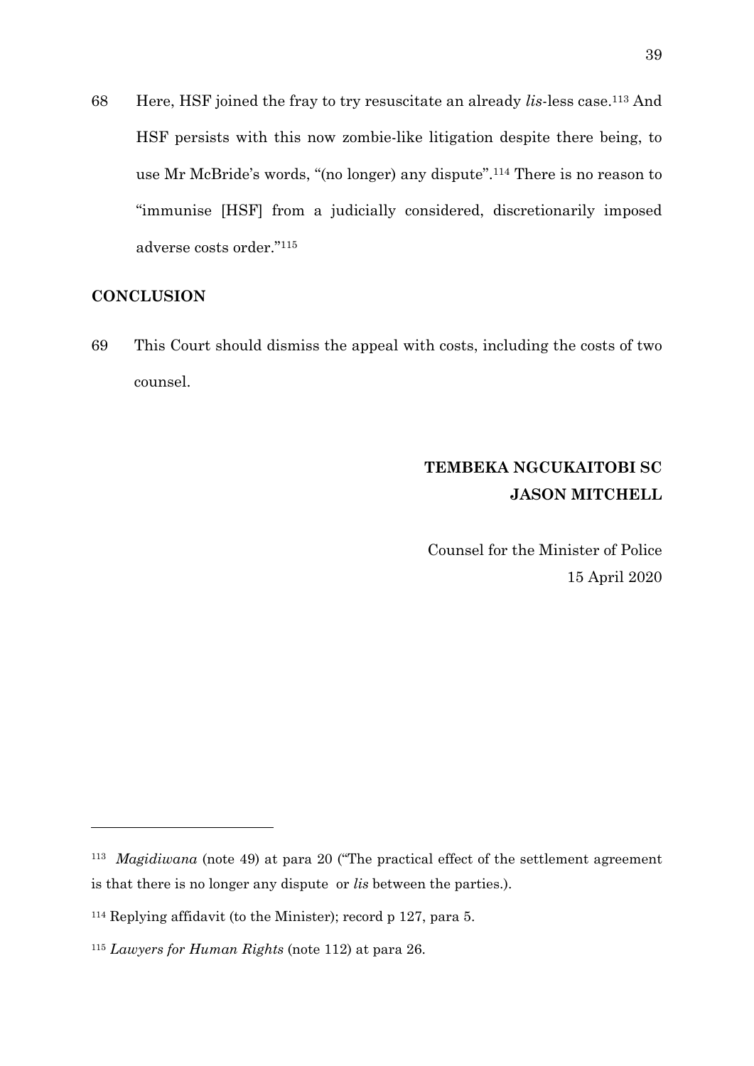68 Here, HSF joined the fray to try resuscitate an already *lis*-less case.[113] And HSF persists with this now zombie-like litigation despite there being, to use Mr McBride's words, "(no longer) any dispute".[114] There is no reason to "immunise [HSF] from a judicially considered, discretionarily imposed adverse costs order."[115]

## CONCLUSION

69 This Court should dismiss the appeal with costs, including the costs of two counsel.

**TEMBEKA NGCUKAITOBI SC**
**JASON MITCHELL**

Counsel for the Minister of Police
15 April 2020

---

[113] *Magidiwana* (note 49) at para 20 ("The practical effect of the settlement agreement is that there is no longer any dispute or *lis* between the parties.).

[114] Replying affidavit (to the Minister); record p 127, para 5.

[115] *Lawyers for Human Rights* (note 112) at para 26.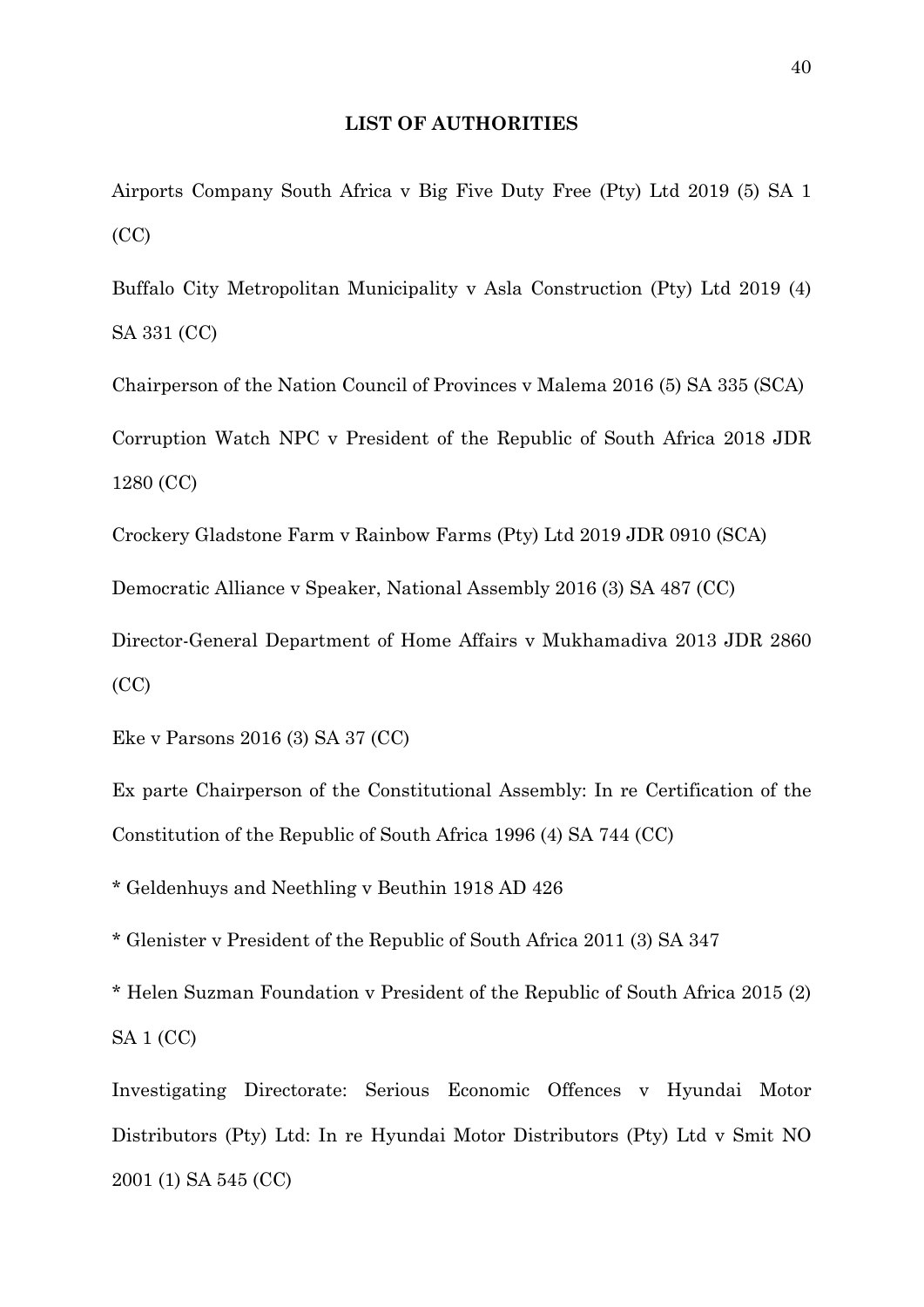**LIST OF AUTHORITIES**

Airports Company South Africa v Big Five Duty Free (Pty) Ltd 2019 (5) SA 1 (CC)

Buffalo City Metropolitan Municipality v Asla Construction (Pty) Ltd 2019 (4) SA 331 (CC)

Chairperson of the Nation Council of Provinces v Malema 2016 (5) SA 335 (SCA)

Corruption Watch NPC v President of the Republic of South Africa 2018 JDR 1280 (CC)

Crockery Gladstone Farm v Rainbow Farms (Pty) Ltd 2019 JDR 0910 (SCA)

Democratic Alliance v Speaker, National Assembly 2016 (3) SA 487 (CC)

Director-General Department of Home Affairs v Mukhamadiva 2013 JDR 2860 (CC)

Eke v Parsons 2016 (3) SA 37 (CC)

Ex parte Chairperson of the Constitutional Assembly: In re Certification of the Constitution of the Republic of South Africa 1996 (4) SA 744 (CC)

* Geldenhuys and Neethling v Beuthin 1918 AD 426

* Glenister v President of the Republic of South Africa 2011 (3) SA 347

* Helen Suzman Foundation v President of the Republic of South Africa 2015 (2) SA 1 (CC)

Investigating Directorate: Serious Economic Offences v Hyundai Motor Distributors (Pty) Ltd: In re Hyundai Motor Distributors (Pty) Ltd v Smit NO 2001 (1) SA 545 (CC)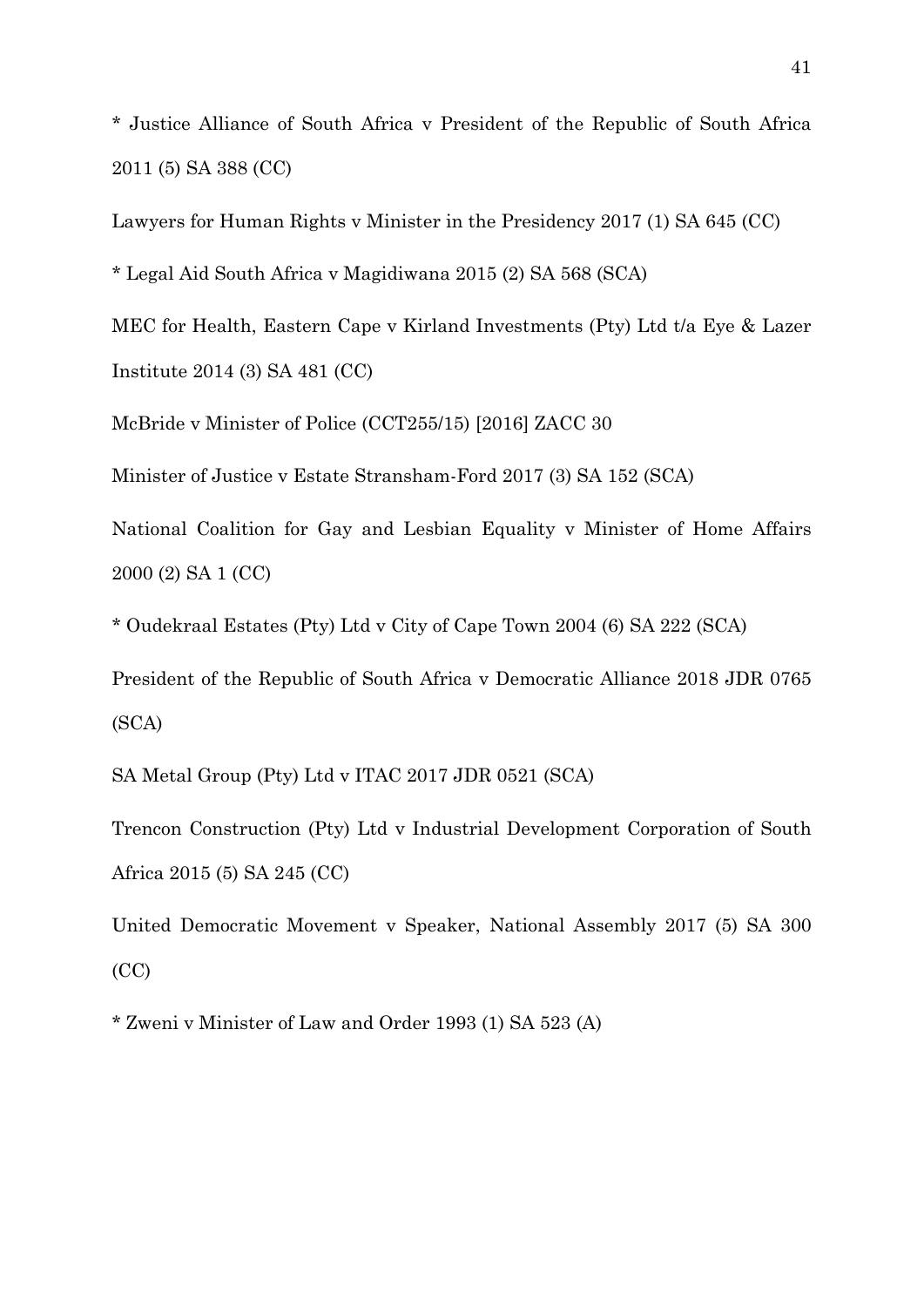* Justice Alliance of South Africa v President of the Republic of South Africa 2011 (5) SA 388 (CC)

Lawyers for Human Rights v Minister in the Presidency 2017 (1) SA 645 (CC)

* Legal Aid South Africa v Magidiwana 2015 (2) SA 568 (SCA)

MEC for Health, Eastern Cape v Kirland Investments (Pty) Ltd t/a Eye & Lazer Institute 2014 (3) SA 481 (CC)

McBride v Minister of Police (CCT255/15) [2016] ZACC 30

Minister of Justice v Estate Stransham-Ford 2017 (3) SA 152 (SCA)

National Coalition for Gay and Lesbian Equality v Minister of Home Affairs 2000 (2) SA 1 (CC)

* Oudekraal Estates (Pty) Ltd v City of Cape Town 2004 (6) SA 222 (SCA)

President of the Republic of South Africa v Democratic Alliance 2018 JDR 0765 (SCA)

SA Metal Group (Pty) Ltd v ITAC 2017 JDR 0521 (SCA)

Trencon Construction (Pty) Ltd v Industrial Development Corporation of South Africa 2015 (5) SA 245 (CC)

United Democratic Movement v Speaker, National Assembly 2017 (5) SA 300 (CC)

* Zweni v Minister of Law and Order 1993 (1) SA 523 (A)